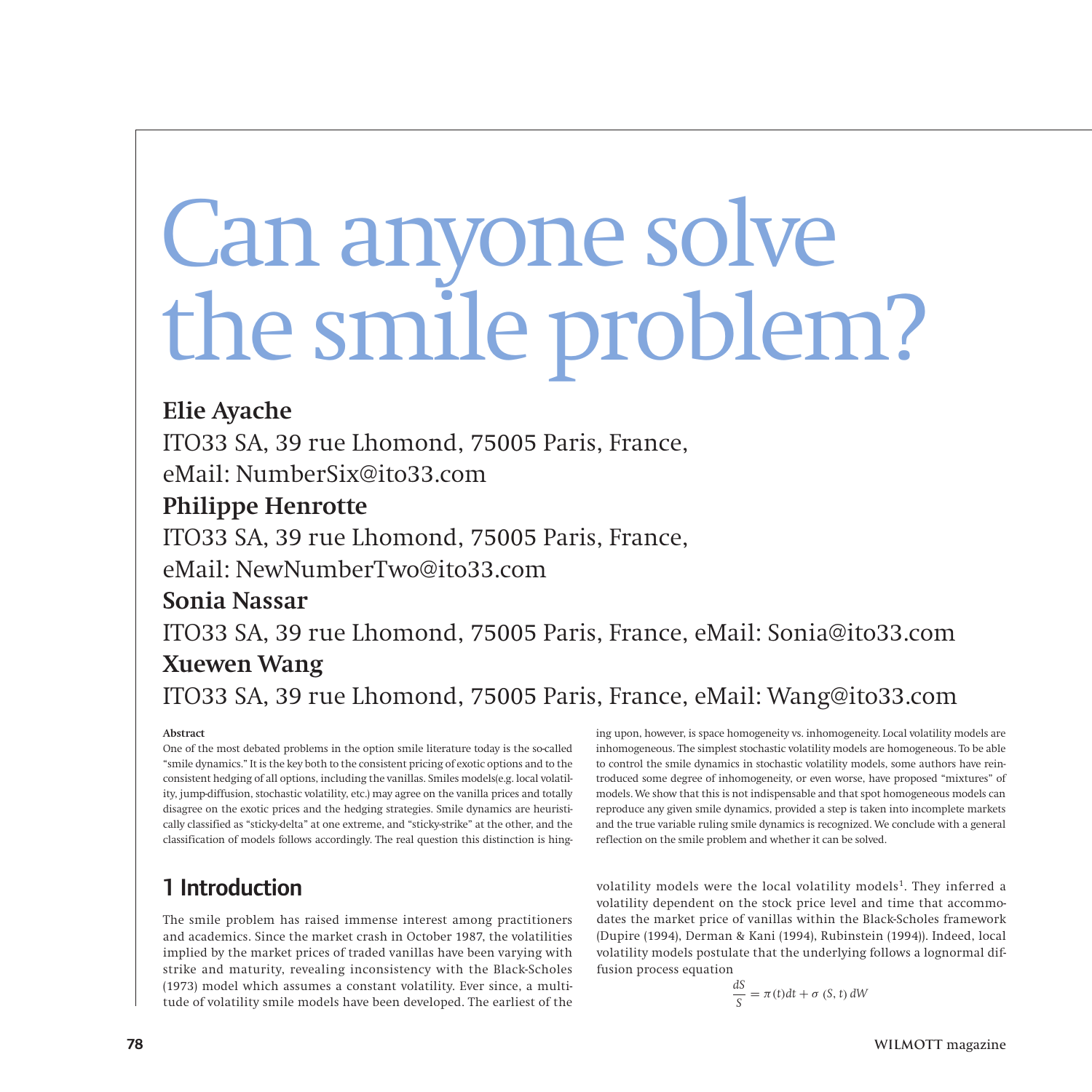# Can anyone solve the smile problem?

**Elie Ayache**

ITO33 SA, 39 rue Lhomond, 75005 Paris, France,
eMail: NumberSix@ito33.com

**Philippe Henrotte**

ITO33 SA, 39 rue Lhomond, 75005 Paris, France,
eMail: NewNumberTwo@ito33.com

**Sonia Nassar**

ITO33 SA, 39 rue Lhomond, 75005 Paris, France, eMail: Sonia@ito33.com

**Xuewen Wang**

ITO33 SA, 39 rue Lhomond, 75005 Paris, France, eMail: Wang@ito33.com

**Abstract**

One of the most debated problems in the option smile literature today is the so-called "smile dynamics." It is the key both to the consistent pricing of exotic options and to the consistent hedging of all options, including the vanillas. Smiles models(e.g. local volatility, jump-diffusion, stochastic volatility, etc.) may agree on the vanilla prices and totally disagree on the exotic prices and the hedging strategies. Smile dynamics are heuristically classified as "sticky-delta" at one extreme, and "sticky-strike" at the other, and the classification of models follows accordingly. The real question this distinction is hinging upon, however, is space homogeneity vs. inhomogeneity. Local volatility models are inhomogeneous. The simplest stochastic volatility models are homogeneous. To be able to control the smile dynamics in stochastic volatility models, some authors have reintroduced some degree of inhomogeneity, or even worse, have proposed "mixtures" of models. We show that this is not indispensable and that spot homogeneous models can reproduce any given smile dynamics, provided a step is taken into incomplete markets and the true variable ruling smile dynamics is recognized. We conclude with a general reflection on the smile problem and whether it can be solved.

## 1 Introduction

The smile problem has raised immense interest among practitioners and academics. Since the market crash in October 1987, the volatilities implied by the market prices of traded vanillas have been varying with strike and maturity, revealing inconsistency with the Black-Scholes (1973) model which assumes a constant volatility. Ever since, a multitude of volatility smile models have been developed. The earliest of the volatility models were the local volatility models[1]. They inferred a volatility dependent on the stock price level and time that accommodates the market price of vanillas within the Black-Scholes framework (Dupire (1994), Derman & Kani (1994), Rubinstein (1994)). Indeed, local volatility models postulate that the underlying follows a lognormal diffusion process equation

$$\frac{dS}{S} = \pi(t)dt + \sigma\,(S, t)\,dW$$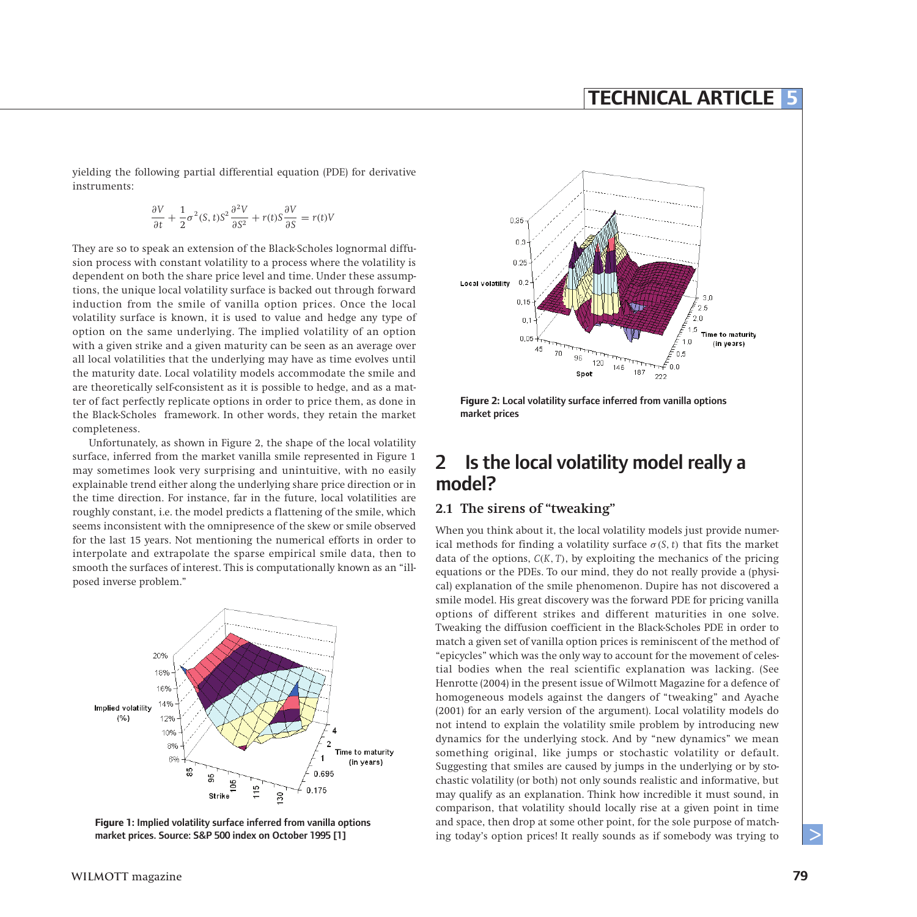yielding the following partial differential equation (PDE) for derivative instruments:

$$\frac{\partial V}{\partial t} + \frac{1}{2}\sigma^2(S,t)S^2\frac{\partial^2 V}{\partial S^2} + r(t)S\frac{\partial V}{\partial S} = r(t)V$$

They are so to speak an extension of the Black-Scholes lognormal diffusion process with constant volatility to a process where the volatility is dependent on both the share price level and time. Under these assumptions, the unique local volatility surface is backed out through forward induction from the smile of vanilla option prices. Once the local volatility surface is known, it is used to value and hedge any type of option on the same underlying. The implied volatility of an option with a given strike and a given maturity can be seen as an average over all local volatilities that the underlying may have as time evolves until the maturity date. Local volatility models accommodate the smile and are theoretically self-consistent as it is possible to hedge, and as a matter of fact perfectly replicate options in order to price them, as done in the Black-Scholes framework. In other words, they retain the market completeness.

Unfortunately, as shown in Figure 2, the shape of the local volatility surface, inferred from the market vanilla smile represented in Figure 1 may sometimes look very surprising and unintuitive, with no easily explainable trend either along the underlying share price direction or in the time direction. For instance, far in the future, local volatilities are roughly constant, i.e. the model predicts a flattening of the smile, which seems inconsistent with the omnipresence of the skew or smile observed for the last 15 years. Not mentioning the numerical efforts in order to interpolate and extrapolate the sparse empirical smile data, then to smooth the surfaces of interest. This is computationally known as an "ill-posed inverse problem."

Implied volatility (%)
20%
18%
16%
14%
12%
10%
8%
6%
Strike
85
95
105
115
130
Time to maturity (in years)
4
2
1
0.695
0.175

**Figure 1: Implied volatility surface inferred from vanilla options market prices. Source: S&P 500 index on October 1995 [1]**

Local volatility
0.35
0.3
0.25
0.2
0.15
0.1
0.05
Spot
45
70
95
120
146
187
222
Time to maturity (in years)
3.0
2.5
2.0
1.5
1.0
0.5
0.0

**Figure 2: Local volatility surface inferred from vanilla options market prices**

## 2 Is the local volatility model really a model?

### 2.1 The sirens of "tweaking"

When you think about it, the local volatility models just provide numerical methods for finding a volatility surface $\sigma(S,t)$ that fits the market data of the options, $C(K,T)$, by exploiting the mechanics of the pricing equations or the PDEs. To our mind, they do not really provide a (physical) explanation of the smile phenomenon. Dupire has not discovered a smile model. His great discovery was the forward PDE for pricing vanilla options of different strikes and different maturities in one solve. Tweaking the diffusion coefficient in the Black-Scholes PDE in order to match a given set of vanilla option prices is reminiscent of the method of "epicycles" which was the only way to account for the movement of celestial bodies when the real scientific explanation was lacking. (See Henrotte (2004) in the present issue of Wilmott Magazine for a defence of homogeneous models against the dangers of "tweaking" and Ayache (2001) for an early version of the argument). Local volatility models do not intend to explain the volatility smile problem by introducing new dynamics for the underlying stock. And by "new dynamics" we mean something original, like jumps or stochastic volatility or default. Suggesting that smiles are caused by jumps in the underlying or by stochastic volatility (or both) not only sounds realistic and informative, but may qualify as an explanation. Think how incredible it must sound, in comparison, that volatility should locally rise at a given point in time and space, then drop at some other point, for the sole purpose of matching today's option prices! It really sounds as if somebody was trying to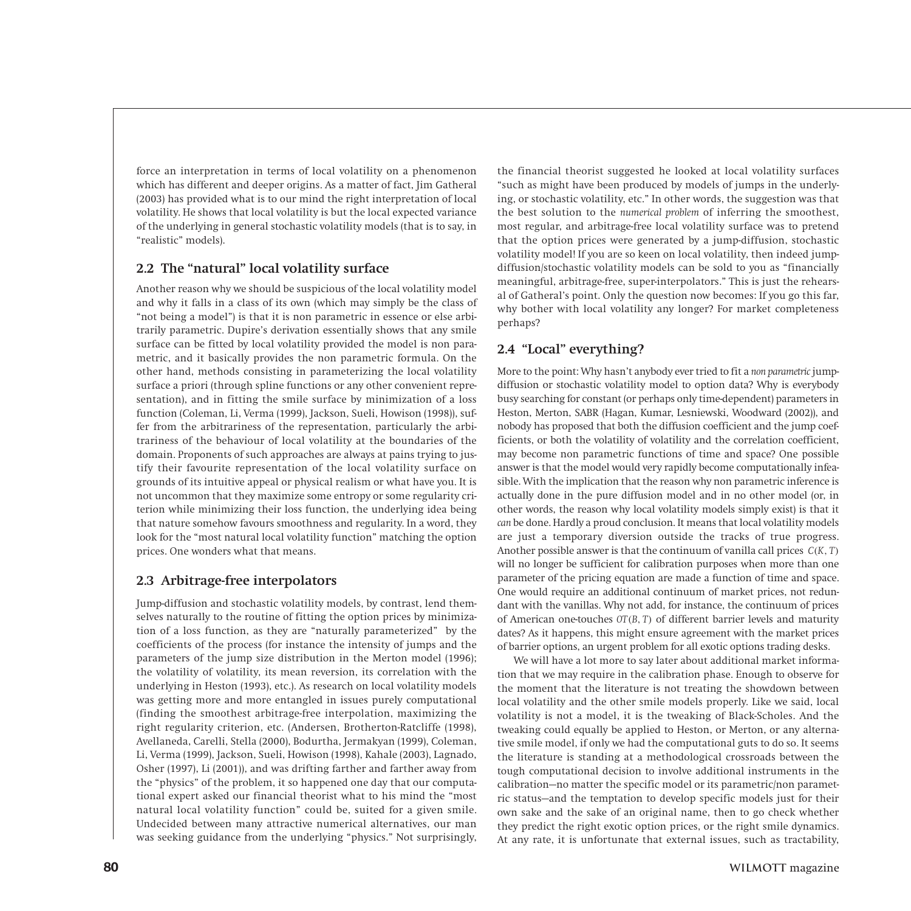force an interpretation in terms of local volatility on a phenomenon which has different and deeper origins. As a matter of fact, Jim Gatheral (2003) has provided what is to our mind the right interpretation of local volatility. He shows that local volatility is but the local expected variance of the underlying in general stochastic volatility models (that is to say, in "realistic" models).

## 2.2 The "natural" local volatility surface

Another reason why we should be suspicious of the local volatility model and why it falls in a class of its own (which may simply be the class of "not being a model") is that it is non parametric in essence or else arbitrarily parametric. Dupire's derivation essentially shows that any smile surface can be fitted by local volatility provided the model is non parametric, and it basically provides the non parametric formula. On the other hand, methods consisting in parameterizing the local volatility surface a priori (through spline functions or any other convenient representation), and in fitting the smile surface by minimization of a loss function (Coleman, Li, Verma (1999), Jackson, Sueli, Howison (1998)), suffer from the arbitrariness of the representation, particularly the arbitrariness of the behaviour of local volatility at the boundaries of the domain. Proponents of such approaches are always at pains trying to justify their favourite representation of the local volatility surface on grounds of its intuitive appeal or physical realism or what have you. It is not uncommon that they maximize some entropy or some regularity criterion while minimizing their loss function, the underlying idea being that nature somehow favours smoothness and regularity. In a word, they look for the "most natural local volatility function" matching the option prices. One wonders what that means.

## 2.3 Arbitrage-free interpolators

Jump-diffusion and stochastic volatility models, by contrast, lend themselves naturally to the routine of fitting the option prices by minimization of a loss function, as they are "naturally parameterized" by the coefficients of the process (for instance the intensity of jumps and the parameters of the jump size distribution in the Merton model (1996); the volatility of volatility, its mean reversion, its correlation with the underlying in Heston (1993), etc.). As research on local volatility models was getting more and more entangled in issues purely computational (finding the smoothest arbitrage-free interpolation, maximizing the right regularity criterion, etc. (Andersen, Brotherton-Ratcliffe (1998), Avellaneda, Carelli, Stella (2000), Bodurtha, Jermakyan (1999), Coleman, Li, Verma (1999), Jackson, Sueli, Howison (1998), Kahale (2003), Lagnado, Osher (1997), Li (2001)), and was drifting farther and farther away from the "physics" of the problem, it so happened one day that our computational expert asked our financial theorist what to his mind the "most natural local volatility function" could be, suited for a given smile. Undecided between many attractive numerical alternatives, our man was seeking guidance from the underlying "physics." Not surprisingly, the financial theorist suggested he looked at local volatility surfaces "such as might have been produced by models of jumps in the underlying, or stochastic volatility, etc." In other words, the suggestion was that the best solution to the *numerical problem* of inferring the smoothest, most regular, and arbitrage-free local volatility surface was to pretend that the option prices were generated by a jump-diffusion, stochastic volatility model! If you are so keen on local volatility, then indeed jump-diffusion/stochastic volatility models can be sold to you as "financially meaningful, arbitrage-free, super-interpolators." This is just the rehearsal of Gatheral's point. Only the question now becomes: If you go this far, why bother with local volatility any longer? For market completeness perhaps?

## 2.4 "Local" everything?

More to the point: Why hasn't anybody ever tried to fit a *non parametric* jump-diffusion or stochastic volatility model to option data? Why is everybody busy searching for constant (or perhaps only time-dependent) parameters in Heston, Merton, SABR (Hagan, Kumar, Lesniewski, Woodward (2002)), and nobody has proposed that both the diffusion coefficient and the jump coefficients, or both the volatility of volatility and the correlation coefficient, may become non parametric functions of time and space? One possible answer is that the model would very rapidly become computationally infeasible. With the implication that the reason why non parametric inference is actually done in the pure diffusion model and in no other model (or, in other words, the reason why local volatility models simply exist) is that it *can* be done. Hardly a proud conclusion. It means that local volatility models are just a temporary diversion outside the tracks of true progress. Another possible answer is that the continuum of vanilla call prices $C(K, T)$ will no longer be sufficient for calibration purposes when more than one parameter of the pricing equation are made a function of time and space. One would require an additional continuum of market prices, not redundant with the vanillas. Why not add, for instance, the continuum of prices of American one-touches $OT(B, T)$ of different barrier levels and maturity dates? As it happens, this might ensure agreement with the market prices of barrier options, an urgent problem for all exotic options trading desks.

We will have a lot more to say later about additional market information that we may require in the calibration phase. Enough to observe for the moment that the literature is not treating the showdown between local volatility and the other smile models properly. Like we said, local volatility is not a model, it is the tweaking of Black-Scholes. And the tweaking could equally be applied to Heston, or Merton, or any alternative smile model, if only we had the computational guts to do so. It seems the literature is standing at a methodological crossroads between the tough computational decision to involve additional instruments in the calibration—no matter the specific model or its parametric/non parametric status—and the temptation to develop specific models just for their own sake and the sake of an original name, then to go check whether they predict the right exotic option prices, or the right smile dynamics. At any rate, it is unfortunate that external issues, such as tractability,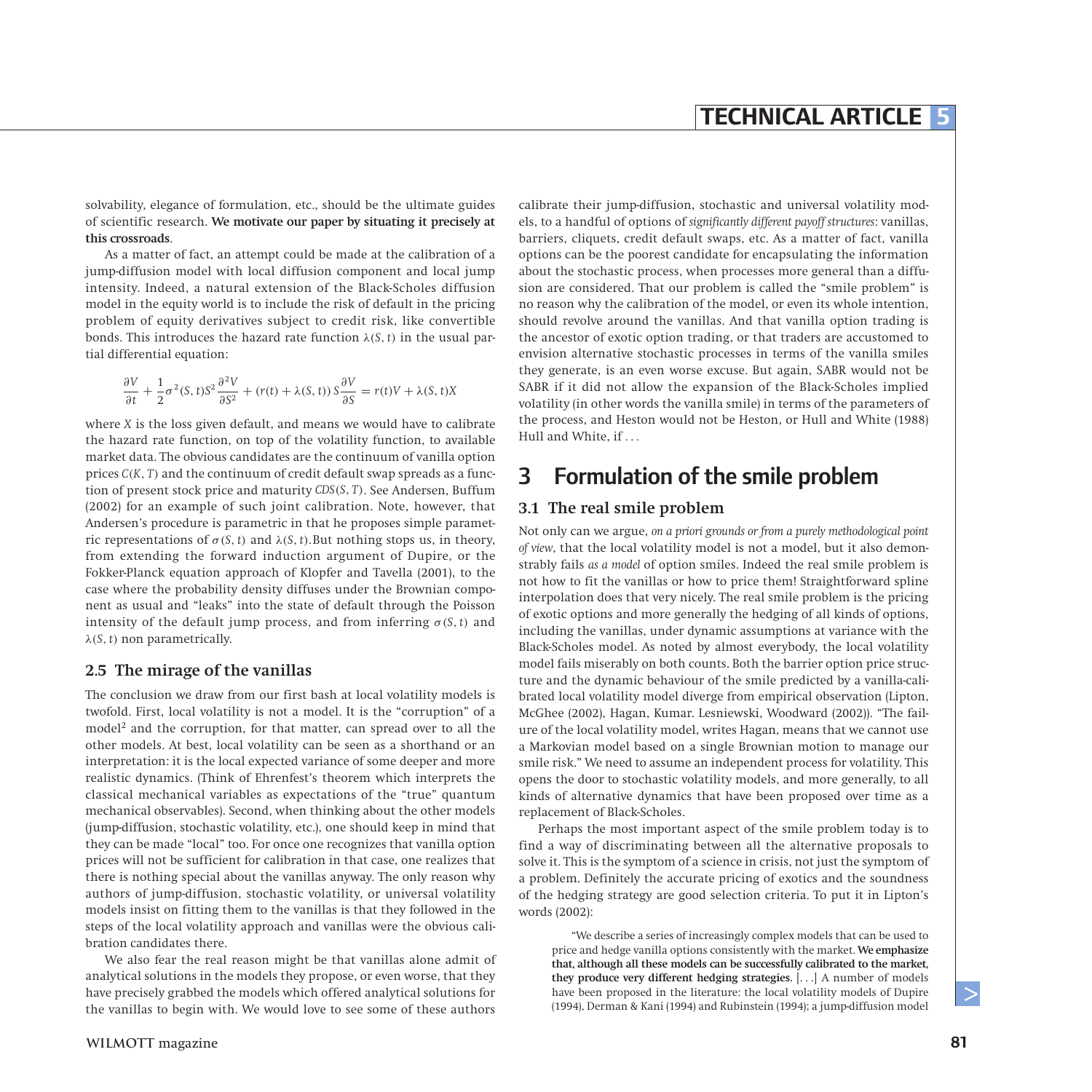solvability, elegance of formulation, etc., should be the ultimate guides of scientific research. **We motivate our paper by situating it precisely at this crossroads**.

As a matter of fact, an attempt could be made at the calibration of a jump-diffusion model with local diffusion component and local jump intensity. Indeed, a natural extension of the Black-Scholes diffusion model in the equity world is to include the risk of default in the pricing problem of equity derivatives subject to credit risk, like convertible bonds. This introduces the hazard rate function $\lambda(S, t)$ in the usual partial differential equation:

$$\frac{\partial V}{\partial t} + \frac{1}{2}\sigma^2(S, t)S^2\frac{\partial^2 V}{\partial S^2} + (r(t) + \lambda(S, t))\, S\frac{\partial V}{\partial S} = r(t)V + \lambda(S, t)X$$

where $X$ is the loss given default, and means we would have to calibrate the hazard rate function, on top of the volatility function, to available market data. The obvious candidates are the continuum of vanilla option prices $C(K, T)$ and the continuum of credit default swap spreads as a function of present stock price and maturity $CDS(S, T)$. See Andersen, Buffum (2002) for an example of such joint calibration. Note, however, that Andersen's procedure is parametric in that he proposes simple parametric representations of $\sigma(S, t)$ and $\lambda(S, t)$.But nothing stops us, in theory, from extending the forward induction argument of Dupire, or the Fokker-Planck equation approach of Klopfer and Tavella (2001), to the case where the probability density diffuses under the Brownian component as usual and "leaks" into the state of default through the Poisson intensity of the default jump process, and from inferring $\sigma(S, t)$ and $\lambda(S, t)$ non parametrically.

### 2.5 The mirage of the vanillas

The conclusion we draw from our first bash at local volatility models is twofold. First, local volatility is not a model. It is the "corruption" of a model[2] and the corruption, for that matter, can spread over to all the other models. At best, local volatility can be seen as a shorthand or an interpretation: it is the local expected variance of some deeper and more realistic dynamics. (Think of Ehrenfest's theorem which interprets the classical mechanical variables as expectations of the "true" quantum mechanical observables). Second, when thinking about the other models (jump-diffusion, stochastic volatility, etc.), one should keep in mind that they can be made "local" too. For once one recognizes that vanilla option prices will not be sufficient for calibration in that case, one realizes that there is nothing special about the vanillas anyway. The only reason why authors of jump-diffusion, stochastic volatility, or universal volatility models insist on fitting them to the vanillas is that they followed in the steps of the local volatility approach and vanillas were the obvious calibration candidates there.

We also fear the real reason might be that vanillas alone admit of analytical solutions in the models they propose, or even worse, that they have precisely grabbed the models which offered analytical solutions for the vanillas to begin with. We would love to see some of these authors calibrate their jump-diffusion, stochastic and universal volatility models, to a handful of options of *significantly different payoff structures*: vanillas, barriers, cliquets, credit default swaps, etc. As a matter of fact, vanilla options can be the poorest candidate for encapsulating the information about the stochastic process, when processes more general than a diffusion are considered. That our problem is called the "smile problem" is no reason why the calibration of the model, or even its whole intention, should revolve around the vanillas. And that vanilla option trading is the ancestor of exotic option trading, or that traders are accustomed to envision alternative stochastic processes in terms of the vanilla smiles they generate, is an even worse excuse. But again, SABR would not be SABR if it did not allow the expansion of the Black-Scholes implied volatility (in other words the vanilla smile) in terms of the parameters of the process, and Heston would not be Heston, or Hull and White (1988) Hull and White, if . . .

## 3 Formulation of the smile problem

### 3.1 The real smile problem

Not only can we argue, *on a priori grounds or from a purely methodological point of view*, that the local volatility model is not a model, but it also demonstrably fails *as a model* of option smiles. Indeed the real smile problem is not how to fit the vanillas or how to price them! Straightforward spline interpolation does that very nicely. The real smile problem is the pricing of exotic options and more generally the hedging of all kinds of options, including the vanillas, under dynamic assumptions at variance with the Black-Scholes model. As noted by almost everybody, the local volatility model fails miserably on both counts. Both the barrier option price structure and the dynamic behaviour of the smile predicted by a vanilla-calibrated local volatility model diverge from empirical observation (Lipton, McGhee (2002), Hagan, Kumar. Lesniewski, Woodward (2002)). "The failure of the local volatility model, writes Hagan, means that we cannot use a Markovian model based on a single Brownian motion to manage our smile risk." We need to assume an independent process for volatility. This opens the door to stochastic volatility models, and more generally, to all kinds of alternative dynamics that have been proposed over time as a replacement of Black-Scholes.

Perhaps the most important aspect of the smile problem today is to find a way of discriminating between all the alternative proposals to solve it. This is the symptom of a science in crisis, not just the symptom of a problem. Definitely the accurate pricing of exotics and the soundness of the hedging strategy are good selection criteria. To put it in Lipton's words (2002):

> "We describe a series of increasingly complex models that can be used to price and hedge vanilla options consistently with the market. **We emphasize that, although all these models can be successfully calibrated to the market, they produce very different hedging strategies.** [. . .] A number of models have been proposed in the literature: the local volatility models of Dupire (1994), Derman & Kani (1994) and Rubinstein (1994); a jump-diffusion model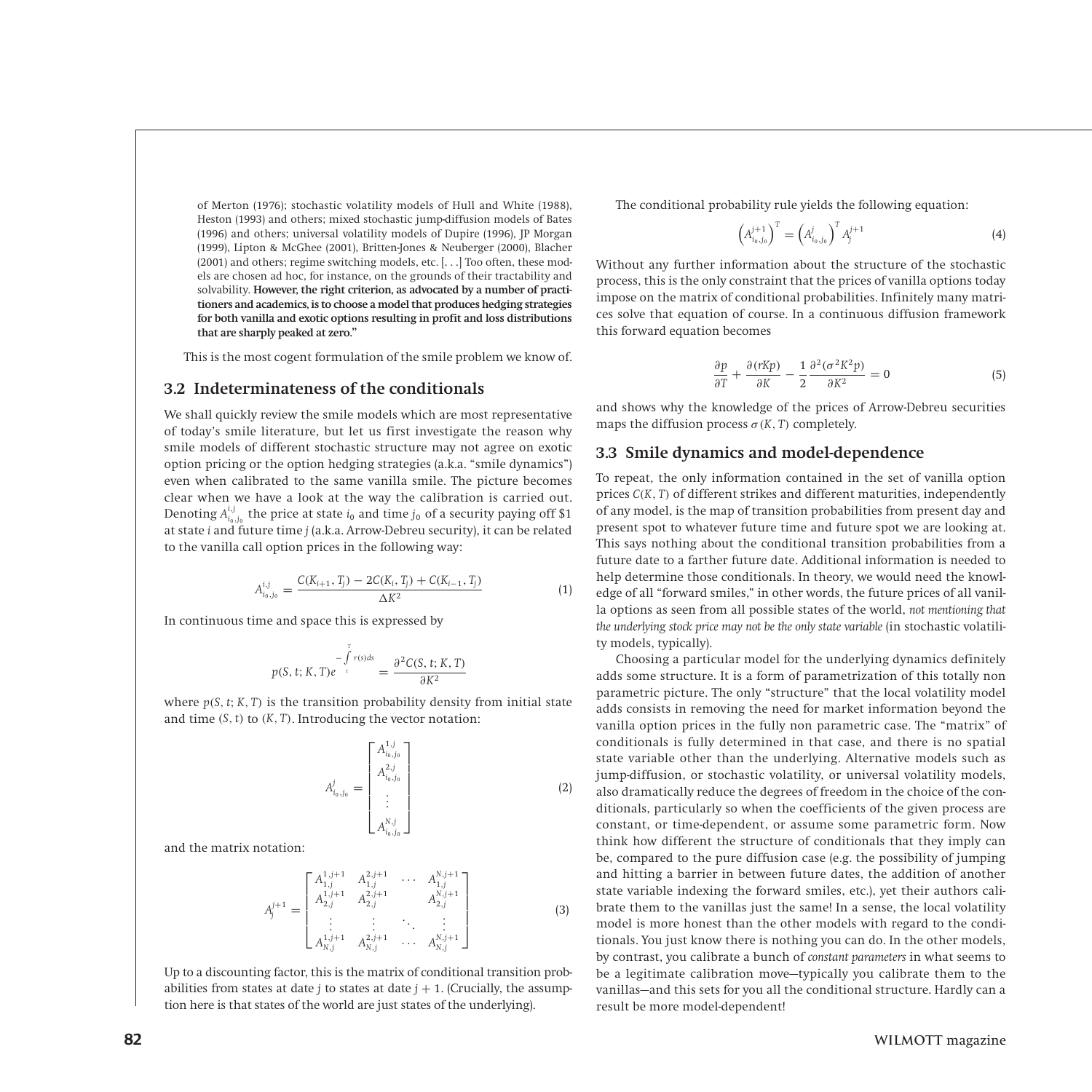of Merton (1976); stochastic volatility models of Hull and White (1988), Heston (1993) and others; mixed stochastic jump-diffusion models of Bates (1996) and others; universal volatility models of Dupire (1996), JP Morgan (1999), Lipton & McGhee (2001), Britten-Jones & Neuberger (2000), Blacher (2001) and others; regime switching models, etc. [. . .] Too often, these models are chosen ad hoc, for instance, on the grounds of their tractability and solvability. **However, the right criterion, as advocated by a number of practitioners and academics, is to choose a model that produces hedging strategies for both vanilla and exotic options resulting in profit and loss distributions that are sharply peaked at zero."**

This is the most cogent formulation of the smile problem we know of.

## 3.2 Indeterminateness of the conditionals

We shall quickly review the smile models which are most representative of today's smile literature, but let us first investigate the reason why smile models of different stochastic structure may not agree on exotic option pricing or the option hedging strategies (a.k.a. "smile dynamics") even when calibrated to the same vanilla smile. The picture becomes clear when we have a look at the way the calibration is carried out. Denoting $A^{i,j}_{i_0,j_0}$ the price at state $i_0$ and time $j_0$ of a security paying off \$1 at state $i$ and future time $j$ (a.k.a. Arrow-Debreu security), it can be related to the vanilla call option prices in the following way:

$$A^{i,j}_{i_0,j_0} = \frac{C(K_{i+1}, T_j) - 2C(K_i, T_j) + C(K_{i-1}, T_j)}{\Delta K^2} \tag{1}$$

In continuous time and space this is expressed by

$$p(S, t; K, T) e^{-\int_t^T r(s)ds} = \frac{\partial^2 C(S, t; K, T)}{\partial K^2}$$

where $p(S, t; K, T)$ is the transition probability density from initial state and time $(S, t)$ to $(K, T)$. Introducing the vector notation:

$$A^{j}_{i_0,j_0} = \begin{bmatrix} A^{1,j}_{i_0,j_0} \\ A^{2,j}_{i_0,j_0} \\ \vdots \\ A^{N,j}_{i_0,j_0} \end{bmatrix} \tag{2}$$

and the matrix notation:

$$A^{j+1}_{j} = \begin{bmatrix} A^{1,j+1}_{1,j} & A^{2,j+1}_{1,j} & \cdots & A^{N,j+1}_{1,j} \\ A^{1,j+1}_{2,j} & A^{2,j+1}_{2,j} & & A^{N,j+1}_{2,j} \\ \vdots & \vdots & \ddots & \vdots \\ A^{1,j+1}_{N,j} & A^{2,j+1}_{N,j} & \cdots & A^{N,j+1}_{N,j} \end{bmatrix} \tag{3}$$

Up to a discounting factor, this is the matrix of conditional transition probabilities from states at date $j$ to states at date $j+1$. (Crucially, the assumption here is that states of the world are just states of the underlying).

The conditional probability rule yields the following equation:

$$\left(A^{j+1}_{i_0,j_0}\right)^T = \left(A^{j}_{i_0,j_0}\right)^T A^{j+1}_{j} \tag{4}$$

Without any further information about the structure of the stochastic process, this is the only constraint that the prices of vanilla options today impose on the matrix of conditional probabilities. Infinitely many matrices solve that equation of course. In a continuous diffusion framework this forward equation becomes

$$\frac{\partial p}{\partial T} + \frac{\partial (rKp)}{\partial K} - \frac{1}{2}\frac{\partial^2(\sigma^2 K^2 p)}{\partial K^2} = 0 \tag{5}$$

and shows why the knowledge of the prices of Arrow-Debreu securities maps the diffusion process $\sigma(K, T)$ completely.

## 3.3 Smile dynamics and model-dependence

To repeat, the only information contained in the set of vanilla option prices $C(K, T)$ of different strikes and different maturities, independently of any model, is the map of transition probabilities from present day and present spot to whatever future time and future spot we are looking at. This says nothing about the conditional transition probabilities from a future date to a farther future date. Additional information is needed to help determine those conditionals. In theory, we would need the knowledge of all "forward smiles," in other words, the future prices of all vanilla options as seen from all possible states of the world, *not mentioning that the underlying stock price may not be the only state variable* (in stochastic volatility models, typically).

Choosing a particular model for the underlying dynamics definitely adds some structure. It is a form of parametrization of this totally non parametric picture. The only "structure" that the local volatility model adds consists in removing the need for market information beyond the vanilla option prices in the fully non parametric case. The "matrix" of conditionals is fully determined in that case, and there is no spatial state variable other than the underlying. Alternative models such as jump-diffusion, or stochastic volatility, or universal volatility models, also dramatically reduce the degrees of freedom in the choice of the conditionals, particularly so when the coefficients of the given process are constant, or time-dependent, or assume some parametric form. Now think how different the structure of conditionals that they imply can be, compared to the pure diffusion case (e.g. the possibility of jumping and hitting a barrier in between future dates, the addition of another state variable indexing the forward smiles, etc.), yet their authors calibrate them to the vanillas just the same! In a sense, the local volatility model is more honest than the other models with regard to the conditionals. You just know there is nothing you can do. In the other models, by contrast, you calibrate a bunch of *constant parameters* in what seems to be a legitimate calibration move—typically you calibrate them to the vanillas—and this sets for you all the conditional structure. Hardly can a result be more model-dependent!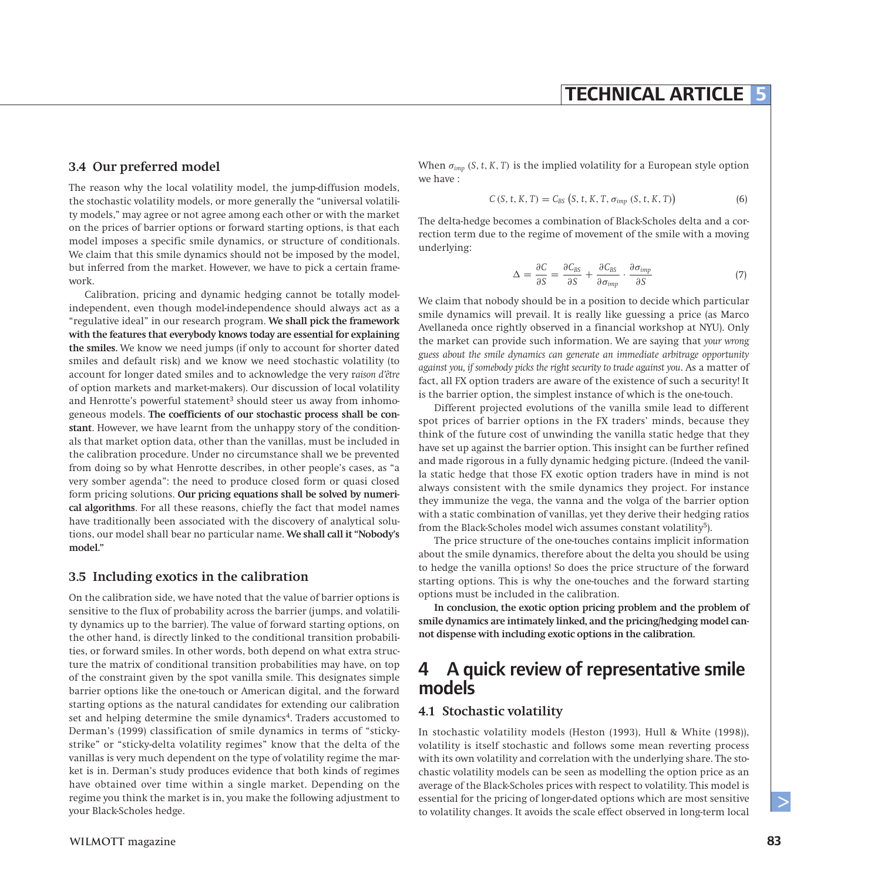### 3.4 Our preferred model

The reason why the local volatility model, the jump-diffusion models, the stochastic volatility models, or more generally the "universal volatility models," may agree or not agree among each other or with the market on the prices of barrier options or forward starting options, is that each model imposes a specific smile dynamics, or structure of conditionals. We claim that this smile dynamics should not be imposed by the model, but inferred from the market. However, we have to pick a certain framework.

Calibration, pricing and dynamic hedging cannot be totally model-independent, even though model-independence should always act as a "regulative ideal" in our research program. **We shall pick the framework with the features that everybody knows today are essential for explaining the smiles.** We know we need jumps (if only to account for shorter dated smiles and default risk) and we know we need stochastic volatility (to account for longer dated smiles and to acknowledge the very *raison d'être* of option markets and market-makers). Our discussion of local volatility and Henrotte's powerful statement[3] should steer us away from inhomogeneous models. **The coefficients of our stochastic process shall be constant**. However, we have learnt from the unhappy story of the conditionals that market option data, other than the vanillas, must be included in the calibration procedure. Under no circumstance shall we be prevented from doing so by what Henrotte describes, in other people's cases, as "a very somber agenda": the need to produce closed form or quasi closed form pricing solutions. **Our pricing equations shall be solved by numerical algorithms**. For all these reasons, chiefly the fact that model names have traditionally been associated with the discovery of analytical solutions, our model shall bear no particular name. **We shall call it "Nobody's model."**

### 3.5 Including exotics in the calibration

On the calibration side, we have noted that the value of barrier options is sensitive to the flux of probability across the barrier (jumps, and volatility dynamics up to the barrier). The value of forward starting options, on the other hand, is directly linked to the conditional transition probabilities, or forward smiles. In other words, both depend on what extra structure the matrix of conditional transition probabilities may have, on top of the constraint given by the spot vanilla smile. This designates simple barrier options like the one-touch or American digital, and the forward starting options as the natural candidates for extending our calibration set and helping determine the smile dynamics[4]. Traders accustomed to Derman's (1999) classification of smile dynamics in terms of "sticky-strike" or "sticky-delta volatility regimes" know that the delta of the vanillas is very much dependent on the type of volatility regime the market is in. Derman's study produces evidence that both kinds of regimes have obtained over time within a single market. Depending on the regime you think the market is in, you make the following adjustment to your Black-Scholes hedge.

When $\sigma_{imp}(S, t, K, T)$ is the implied volatility for a European style option we have :

$$C(S, t, K, T) = C_{BS}\left(S, t, K, T, \sigma_{imp}(S, t, K, T)\right) \tag{6}$$

The delta-hedge becomes a combination of Black-Scholes delta and a correction term due to the regime of movement of the smile with a moving underlying:

$$\Delta = \frac{\partial C}{\partial S} = \frac{\partial C_{BS}}{\partial S} + \frac{\partial C_{BS}}{\partial \sigma_{imp}} \cdot \frac{\partial \sigma_{imp}}{\partial S} \tag{7}$$

We claim that nobody should be in a position to decide which particular smile dynamics will prevail. It is really like guessing a price (as Marco Avellaneda once rightly observed in a financial workshop at NYU). Only the market can provide such information. We are saying that *your wrong guess about the smile dynamics can generate an immediate arbitrage opportunity against you, if somebody picks the right security to trade against you*. As a matter of fact, all FX option traders are aware of the existence of such a security! It is the barrier option, the simplest instance of which is the one-touch.

Different projected evolutions of the vanilla smile lead to different spot prices of barrier options in the FX traders' minds, because they think of the future cost of unwinding the vanilla static hedge that they have set up against the barrier option. This insight can be further refined and made rigorous in a fully dynamic hedging picture. (Indeed the vanilla static hedge that those FX exotic option traders have in mind is not always consistent with the smile dynamics they project. For instance they immunize the vega, the vanna and the volga of the barrier option with a static combination of vanillas, yet they derive their hedging ratios from the Black-Scholes model wich assumes constant volatility[5]).

The price structure of the one-touches contains implicit information about the smile dynamics, therefore about the delta you should be using to hedge the vanilla options! So does the price structure of the forward starting options. This is why the one-touches and the forward starting options must be included in the calibration.

**In conclusion, the exotic option pricing problem and the problem of smile dynamics are intimately linked, and the pricing/hedging model cannot dispense with including exotic options in the calibration.**

## 4 A quick review of representative smile models

### 4.1 Stochastic volatility

In stochastic volatility models (Heston (1993), Hull & White (1998)), volatility is itself stochastic and follows some mean reverting process with its own volatility and correlation with the underlying share. The stochastic volatility models can be seen as modelling the option price as an average of the Black-Scholes prices with respect to volatility. This model is essential for the pricing of longer-dated options which are most sensitive to volatility changes. It avoids the scale effect observed in long-term local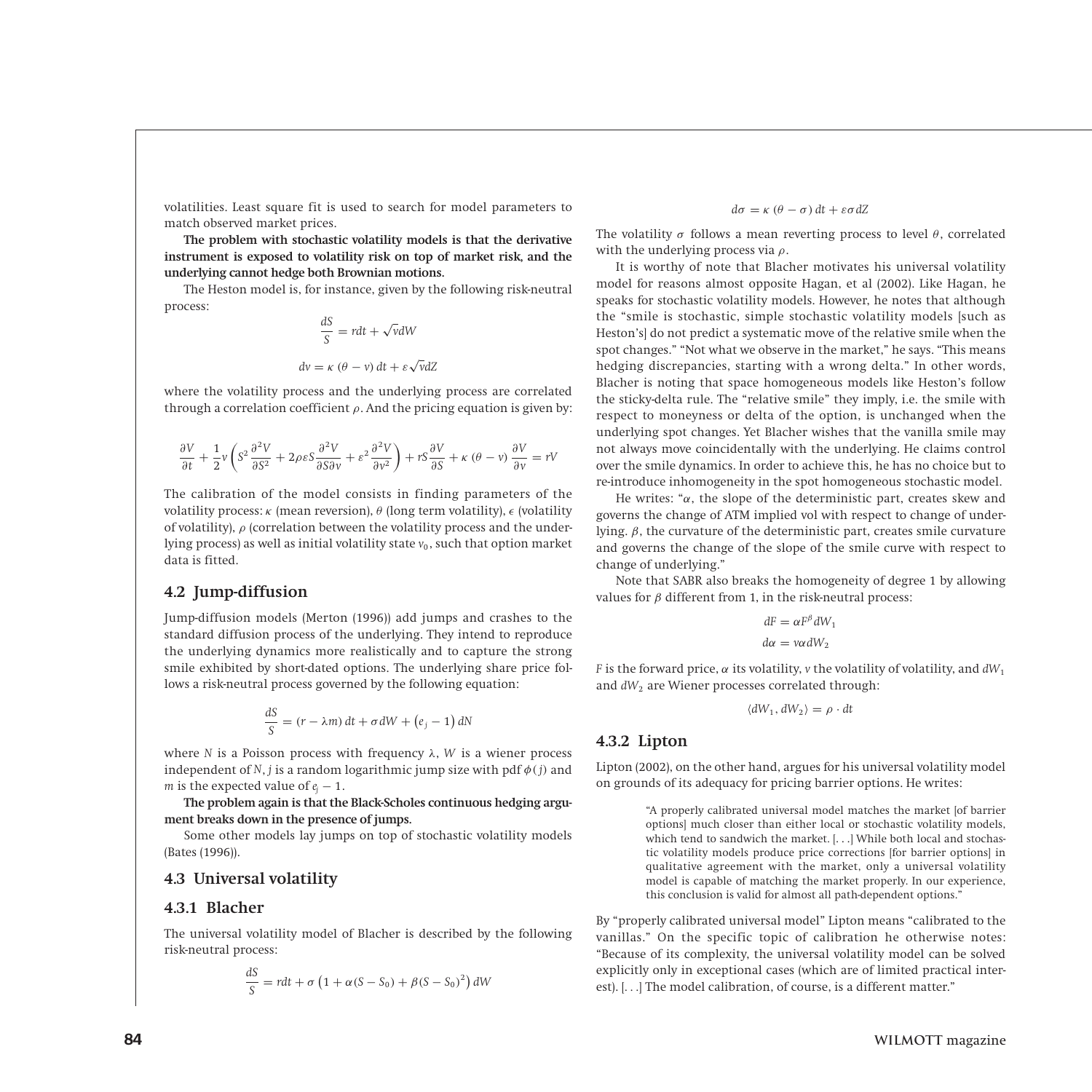volatilities. Least square fit is used to search for model parameters to match observed market prices.

**The problem with stochastic volatility models is that the derivative instrument is exposed to volatility risk on top of market risk, and the underlying cannot hedge both Brownian motions.**

The Heston model is, for instance, given by the following risk-neutral process:

$$\frac{dS}{S} = rdt + \sqrt{v}dW$$

$$dv = \kappa\,(\theta - v)\,dt + \varepsilon\sqrt{v}dZ$$

where the volatility process and the underlying process are correlated through a correlation coefficient $\rho$. And the pricing equation is given by:

$$\frac{\partial V}{\partial t} + \frac{1}{2}v\left(S^2\frac{\partial^2 V}{\partial S^2} + 2\rho\varepsilon S\frac{\partial^2 V}{\partial S \partial v} + \varepsilon^2\frac{\partial^2 V}{\partial v^2}\right) + rS\frac{\partial V}{\partial S} + \kappa\,(\theta - v)\,\frac{\partial V}{\partial v} = rV$$

The calibration of the model consists in finding parameters of the volatility process: $\kappa$ (mean reversion), $\theta$ (long term volatility), $\epsilon$ (volatility of volatility), $\rho$ (correlation between the volatility process and the underlying process) as well as initial volatility state $v_0$, such that option market data is fitted.

## 4.2 Jump-diffusion

Jump-diffusion models (Merton (1996)) add jumps and crashes to the standard diffusion process of the underlying. They intend to reproduce the underlying dynamics more realistically and to capture the strong smile exhibited by short-dated options. The underlying share price follows a risk-neutral process governed by the following equation:

$$\frac{dS}{S} = (r - \lambda m)\,dt + \sigma\,dW + \left(e_j - 1\right)dN$$

where $N$ is a Poisson process with frequency $\lambda$, $W$ is a wiener process independent of $N$, $j$ is a random logarithmic jump size with pdf $\phi(j)$ and $m$ is the expected value of $e_j - 1$.

**The problem again is that the Black-Scholes continuous hedging argument breaks down in the presence of jumps.**

Some other models lay jumps on top of stochastic volatility models (Bates (1996)).

## 4.3 Universal volatility

### 4.3.1 Blacher

The universal volatility model of Blacher is described by the following risk-neutral process:

$$\frac{dS}{S} = rdt + \sigma\left(1 + \alpha(S - S_0) + \beta(S - S_0)^2\right)dW$$

$$d\sigma = \kappa\,(\theta - \sigma)\,dt + \varepsilon\sigma\,dZ$$

The volatility $\sigma$ follows a mean reverting process to level $\theta$, correlated with the underlying process via $\rho$.

It is worthy of note that Blacher motivates his universal volatility model for reasons almost opposite Hagan, et al (2002). Like Hagan, he speaks for stochastic volatility models. However, he notes that although the "smile is stochastic, simple stochastic volatility models [such as Heston's] do not predict a systematic move of the relative smile when the spot changes." "Not what we observe in the market," he says. "This means hedging discrepancies, starting with a wrong delta." In other words, Blacher is noting that space homogeneous models like Heston's follow the sticky-delta rule. The "relative smile" they imply, i.e. the smile with respect to moneyness or delta of the option, is unchanged when the underlying spot changes. Yet Blacher wishes that the vanilla smile may not always move coincidentally with the underlying. He claims control over the smile dynamics. In order to achieve this, he has no choice but to re-introduce inhomogeneity in the spot homogeneous stochastic model.

He writes: "$\alpha$, the slope of the deterministic part, creates skew and governs the change of ATM implied vol with respect to change of underlying. $\beta$, the curvature of the deterministic part, creates smile curvature and governs the change of the slope of the smile curve with respect to change of underlying."

Note that SABR also breaks the homogeneity of degree 1 by allowing values for $\beta$ different from 1, in the risk-neutral process:

$$dF = \alpha F^{\beta} dW_1$$

$$d\alpha = v\alpha dW_2$$

$F$ is the forward price, $\alpha$ its volatility, $v$ the volatility of volatility, and $dW_1$ and $dW_2$ are Wiener processes correlated through:

$$\langle dW_1, dW_2 \rangle = \rho \cdot dt$$

### 4.3.2 Lipton

Lipton (2002), on the other hand, argues for his universal volatility model on grounds of its adequacy for pricing barrier options. He writes:

> "A properly calibrated universal model matches the market [of barrier options] much closer than either local or stochastic volatility models, which tend to sandwich the market. [. . .] While both local and stochastic volatility models produce price corrections [for barrier options] in qualitative agreement with the market, only a universal volatility model is capable of matching the market properly. In our experience, this conclusion is valid for almost all path-dependent options."

By "properly calibrated universal model" Lipton means "calibrated to the vanillas." On the specific topic of calibration he otherwise notes: "Because of its complexity, the universal volatility model can be solved explicitly only in exceptional cases (which are of limited practical interest). [. . .] The model calibration, of course, is a different matter."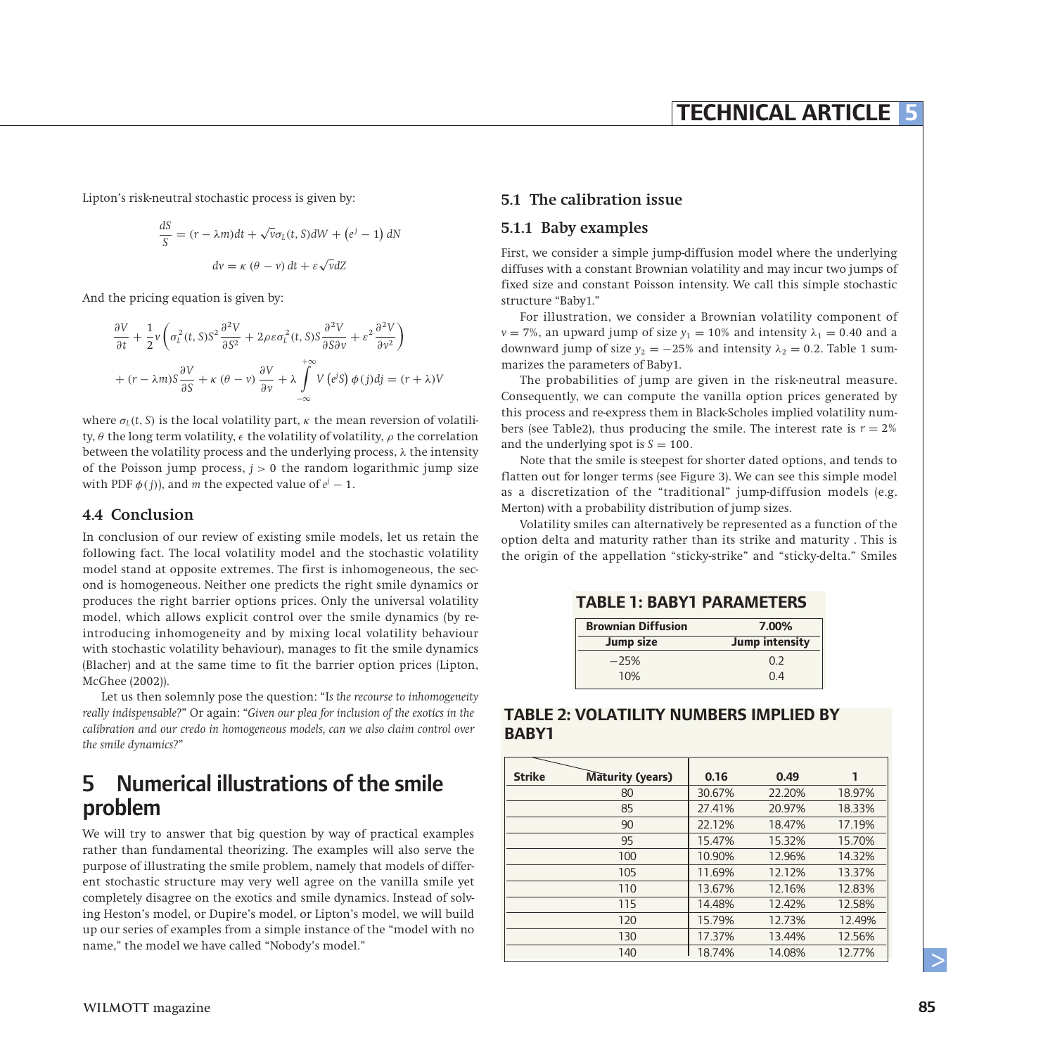Lipton's risk-neutral stochastic process is given by:

$$\frac{dS}{S} = (r - \lambda m)dt + \sqrt{v}\sigma_L(t,S)dW + \left(e^j - 1\right)dN$$

$$dv = \kappa(\theta - v)\,dt + \varepsilon\sqrt{v}dZ$$

And the pricing equation is given by:

$$\frac{\partial V}{\partial t} + \frac{1}{2}v\left(\sigma_L^2(t,S)S^2\frac{\partial^2 V}{\partial S^2} + 2\rho\varepsilon\sigma_L^2(t,S)S\frac{\partial^2 V}{\partial S\partial v} + \varepsilon^2\frac{\partial^2 V}{\partial v^2}\right)$$

$$+ (r - \lambda m)S\frac{\partial V}{\partial S} + \kappa(\theta - v)\frac{\partial V}{\partial v} + \lambda\int_{-\infty}^{+\infty} V\left(e^j S\right)\phi(j)dj = (r + \lambda)V$$

where $\sigma_L(t, S)$ is the local volatility part, $\kappa$ the mean reversion of volatility, $\theta$ the long term volatility, $\epsilon$ the volatility of volatility, $\rho$ the correlation between the volatility process and the underlying process, $\lambda$ the intensity of the Poisson jump process, $j > 0$ the random logarithmic jump size with PDF $\phi(j)$), and $m$ the expected value of $e^j - 1$.

### 4.4 Conclusion

In conclusion of our review of existing smile models, let us retain the following fact. The local volatility model and the stochastic volatility model stand at opposite extremes. The first is inhomogeneous, the second is homogeneous. Neither one predicts the right smile dynamics or produces the right barrier options prices. Only the universal volatility model, which allows explicit control over the smile dynamics (by re-introducing inhomogeneity and by mixing local volatility behaviour with stochastic volatility behaviour), manages to fit the smile dynamics (Blacher) and at the same time to fit the barrier option prices (Lipton, McGhee (2002)).

Let us then solemnly pose the question: "*Is the recourse to inhomogeneity really indispensable?*" Or again: "*Given our plea for inclusion of the exotics in the calibration and our credo in homogeneous models, can we also claim control over the smile dynamics?*"

## 5 Numerical illustrations of the smile problem

We will try to answer that big question by way of practical examples rather than fundamental theorizing. The examples will also serve the purpose of illustrating the smile problem, namely that models of different stochastic structure may very well agree on the vanilla smile yet completely disagree on the exotics and smile dynamics. Instead of solving Heston's model, or Dupire's model, or Lipton's model, we will build up our series of examples from a simple instance of the "model with no name," the model we have called "Nobody's model."

### 5.1 The calibration issue

#### 5.1.1 Baby examples

First, we consider a simple jump-diffusion model where the underlying diffuses with a constant Brownian volatility and may incur two jumps of fixed size and constant Poisson intensity. We call this simple stochastic structure "Baby1."

For illustration, we consider a Brownian volatility component of $v = 7\%$, an upward jump of size $y_1 = 10\%$ and intensity $\lambda_1 = 0.40$ and a downward jump of size $y_2 = -25\%$ and intensity $\lambda_2 = 0.2$. Table 1 summarizes the parameters of Baby1.

The probabilities of jump are given in the risk-neutral measure. Consequently, we can compute the vanilla option prices generated by this process and re-express them in Black-Scholes implied volatility numbers (see Table2), thus producing the smile. The interest rate is $r = 2\%$ and the underlying spot is $S = 100$.

Note that the smile is steepest for shorter dated options, and tends to flatten out for longer terms (see Figure 3). We can see this simple model as a discretization of the "traditional" jump-diffusion models (e.g. Merton) with a probability distribution of jump sizes.

Volatility smiles can alternatively be represented as a function of the option delta and maturity rather than its strike and maturity . This is the origin of the appellation "sticky-strike" and "sticky-delta." Smiles

**TABLE 1: BABY1 PARAMETERS**

| Brownian Diffusion | 7.00% |
|---|---|
| **Jump size** | **Jump intensity** |
| −25% | 0.2 |
| 10% | 0.4 |

**TABLE 2: VOLATILITY NUMBERS IMPLIED BY BABY1**

| Strike \ Maturity (years) | 0.16 | 0.49 | 1 |
|---|---|---|---|
| 80 | 30.67% | 22.20% | 18.97% |
| 85 | 27.41% | 20.97% | 18.33% |
| 90 | 22.12% | 18.47% | 17.19% |
| 95 | 15.47% | 15.32% | 15.70% |
| 100 | 10.90% | 12.96% | 14.32% |
| 105 | 11.69% | 12.12% | 13.37% |
| 110 | 13.67% | 12.16% | 12.83% |
| 115 | 14.48% | 12.42% | 12.58% |
| 120 | 15.79% | 12.73% | 12.49% |
| 130 | 17.37% | 13.44% | 12.56% |
| 140 | 18.74% | 14.08% | 12.77% |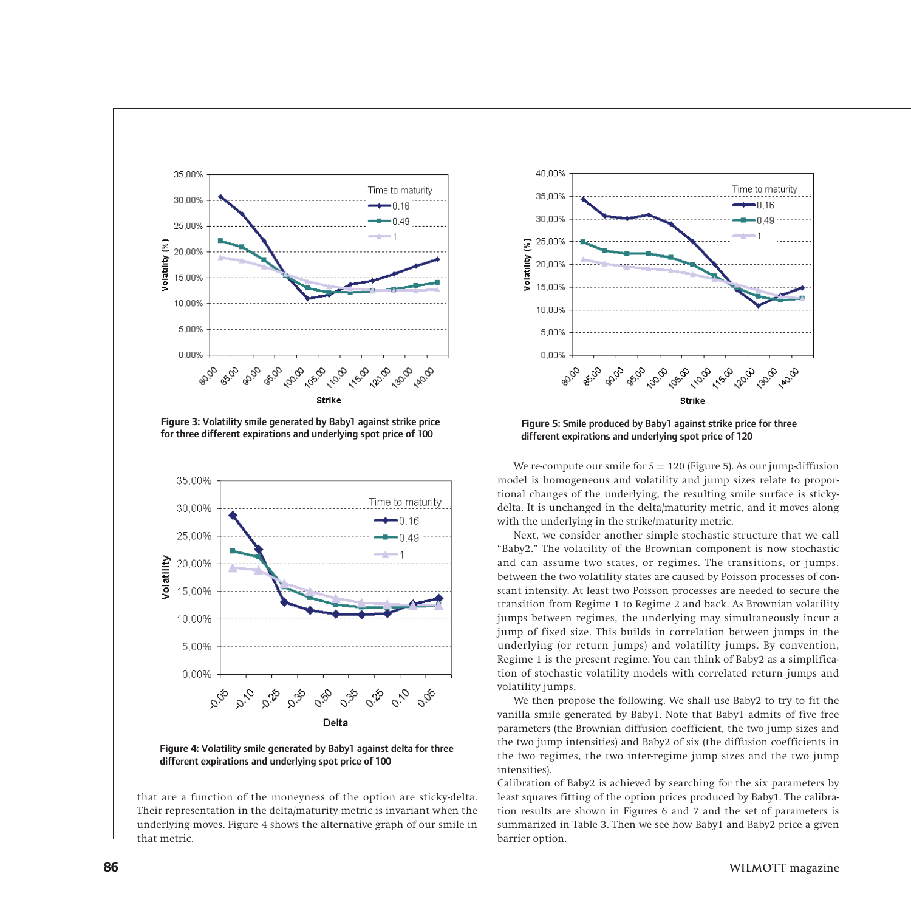35,00%
30,00%
25,00%
20,00%
15,00%
10,00%
5,00%
0,00%

Volatility (%)

Time to maturity
0,16
0,49
1

80,00 85,00 90,00 95,00 100,00 105,00 110,00 115,00 120,00 130,00 140,00

Strike

**Figure 3: Volatility smile generated by Baby1 against strike price for three different expirations and underlying spot price of 100**

35,00%
30,00%
25,00%
20,00%
15,00%
10,00%
5,00%
0,00%

Volatility

Time to maturity
0,16
0,49
1

-0,05 -0,10 -0,25 -0,35 0,50 0,35 0,25 0,10 0,05

Delta

**Figure 4: Volatility smile generated by Baby1 against delta for three different expirations and underlying spot price of 100**

that are a function of the moneyness of the option are sticky-delta. Their representation in the delta/maturity metric is invariant when the underlying moves. Figure 4 shows the alternative graph of our smile in that metric.

40,00%
35,00%
30,00%
25,00%
20,00%
15,00%
10,00%
5,00%
0,00%

Volatility (%)

Time to maturity
0,16
0,49
1

80,00 85,00 90,00 95,00 100,00 105,00 110,00 115,00 120,00 130,00 140,00

Strike

**Figure 5: Smile produced by Baby1 against strike price for three different expirations and underlying spot price of 120**

We re-compute our smile for $S = 120$ (Figure 5). As our jump-diffusion model is homogeneous and volatility and jump sizes relate to proportional changes of the underlying, the resulting smile surface is sticky-delta. It is unchanged in the delta/maturity metric, and it moves along with the underlying in the strike/maturity metric.

Next, we consider another simple stochastic structure that we call "Baby2." The volatility of the Brownian component is now stochastic and can assume two states, or regimes. The transitions, or jumps, between the two volatility states are caused by Poisson processes of constant intensity. At least two Poisson processes are needed to secure the transition from Regime 1 to Regime 2 and back. As Brownian volatility jumps between regimes, the underlying may simultaneously incur a jump of fixed size. This builds in correlation between jumps in the underlying (or return jumps) and volatility jumps. By convention, Regime 1 is the present regime. You can think of Baby2 as a simplification of stochastic volatility models with correlated return jumps and volatility jumps.

We then propose the following. We shall use Baby2 to try to fit the vanilla smile generated by Baby1. Note that Baby1 admits of five free parameters (the Brownian diffusion coefficient, the two jump sizes and the two jump intensities) and Baby2 of six (the diffusion coefficients in the two regimes, the two inter-regime jump sizes and the two jump intensities).

Calibration of Baby2 is achieved by searching for the six parameters by least squares fitting of the option prices produced by Baby1. The calibration results are shown in Figures 6 and 7 and the set of parameters is summarized in Table 3. Then we see how Baby1 and Baby2 price a given barrier option.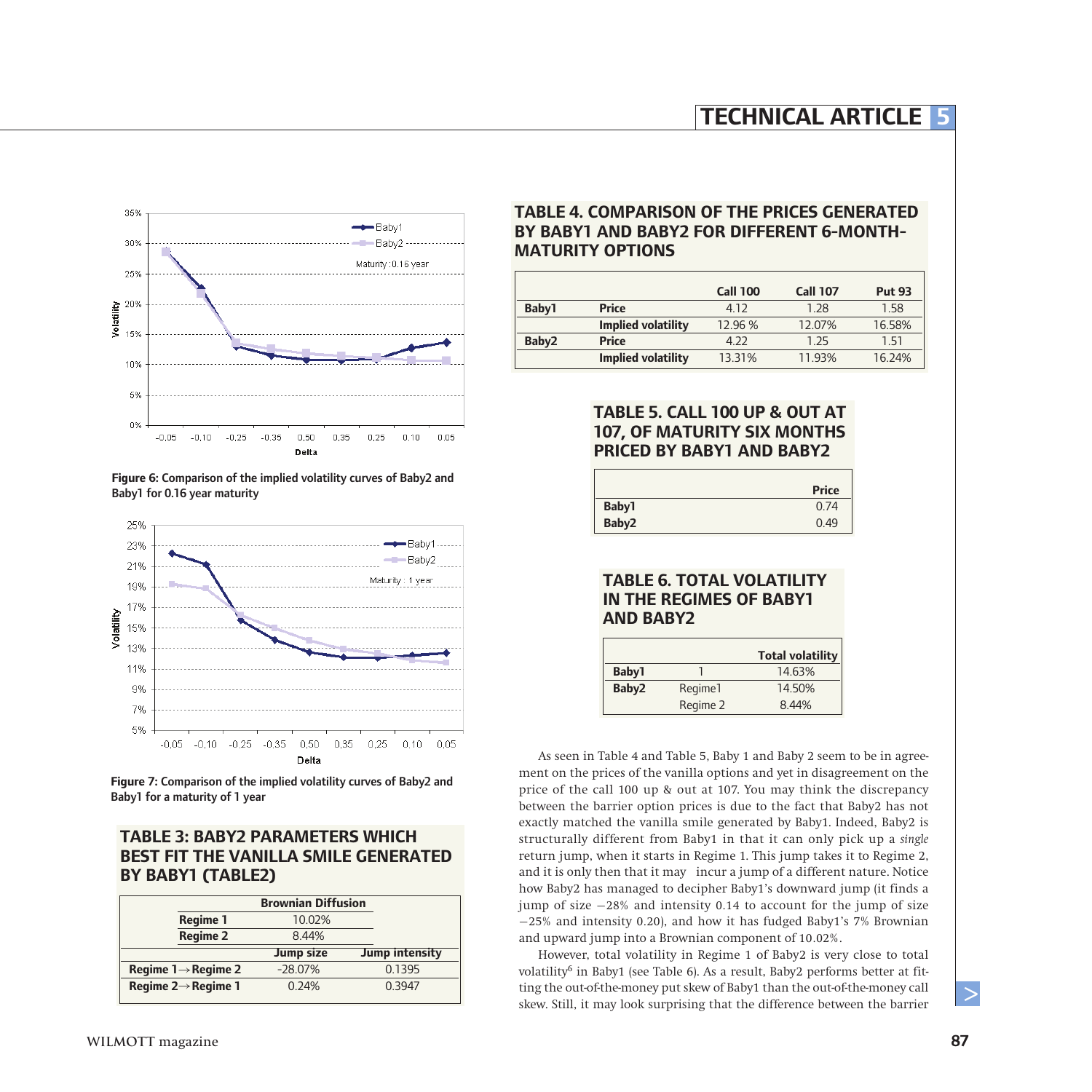35%
30%
25%
20%
15%
10%
5%
0%
Volatility
Baby1
Baby2
Maturity : 0.16 year
-0,05 -0,10 -0,25 -0,35 0,50 0,35 0,25 0,10 0,05
Delta

**Figure 6:** Comparison of the implied volatility curves of Baby2 and Baby1 for 0.16 year maturity

25%
23%
21%
19%
17%
15%
13%
11%
9%
7%
5%
Volatility
Baby1
Baby2
Maturity : 1 year
-0,05 -0,10 -0,25 -0,35 0,50 0,35 0,25 0,10 0,05
Delta

**Figure 7:** Comparison of the implied volatility curves of Baby2 and Baby1 for a maturity of 1 year

### TABLE 3: BABY2 PARAMETERS WHICH BEST FIT THE VANILLA SMILE GENERATED BY BABY1 (TABLE2)

| | Brownian Diffusion | |
|---|---|---|
| **Regime 1** | 10.02% | |
| **Regime 2** | 8.44% | |
| | **Jump size** | **Jump intensity** |
| **Regime 1→Regime 2** | -28.07% | 0.1395 |
| **Regime 2→Regime 1** | 0.24% | 0.3947 |

### TABLE 4. COMPARISON OF THE PRICES GENERATED BY BABY1 AND BABY2 FOR DIFFERENT 6-MONTH-MATURITY OPTIONS

| | | Call 100 | Call 107 | Put 93 |
|---|---|---|---|---|
| **Baby1** | **Price** | 4.12 | 1.28 | 1.58 |
| | **Implied volatility** | 12.96 % | 12.07% | 16.58% |
| **Baby2** | **Price** | 4.22 | 1.25 | 1.51 |
| | **Implied volatility** | 13.31% | 11.93% | 16.24% |

### TABLE 5. CALL 100 UP & OUT AT 107, OF MATURITY SIX MONTHS PRICED BY BABY1 AND BABY2

| | Price |
|---|---|
| **Baby1** | 0.74 |
| **Baby2** | 0.49 |

### TABLE 6. TOTAL VOLATILITY IN THE REGIMES OF BABY1 AND BABY2

| | | Total volatility |
|---|---|---|
| **Baby1** | 1 | 14.63% |
| **Baby2** | Regime1 | 14.50% |
| | Regime 2 | 8.44% |

As seen in Table 4 and Table 5, Baby 1 and Baby 2 seem to be in agreement on the prices of the vanilla options and yet in disagreement on the price of the call 100 up & out at 107. You may think the discrepancy between the barrier option prices is due to the fact that Baby2 has not exactly matched the vanilla smile generated by Baby1. Indeed, Baby2 is structurally different from Baby1 in that it can only pick up a *single* return jump, when it starts in Regime 1. This jump takes it to Regime 2, and it is only then that it may incur a jump of a different nature. Notice how Baby2 has managed to decipher Baby1's downward jump (it finds a jump of size −28% and intensity 0.14 to account for the jump of size −25% and intensity 0.20), and how it has fudged Baby1's 7% Brownian and upward jump into a Brownian component of 10.02%.

However, total volatility in Regime 1 of Baby2 is very close to total volatility[6] in Baby1 (see Table 6). As a result, Baby2 performs better at fitting the out-of-the-money put skew of Baby1 than the out-of-the-money call skew. Still, it may look surprising that the difference between the barrier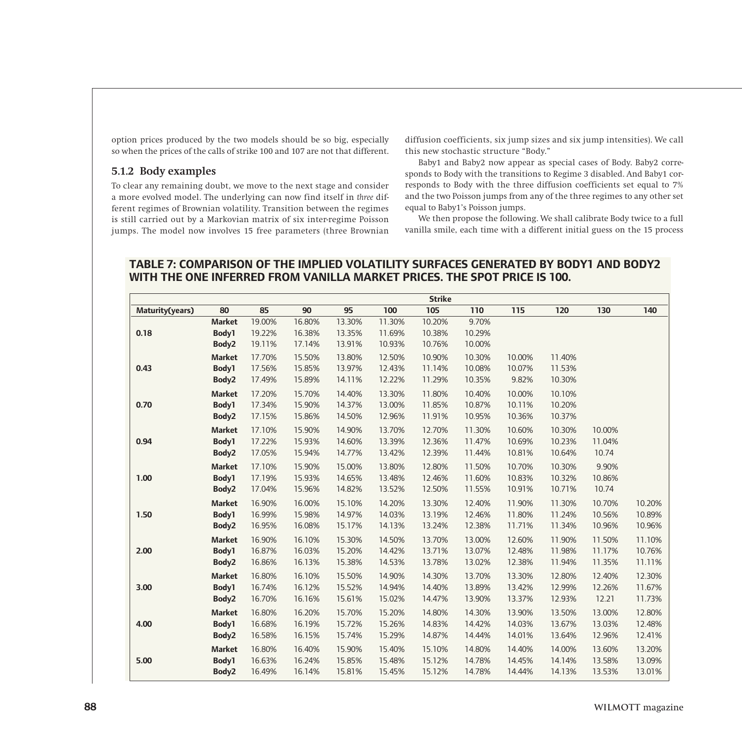option prices produced by the two models should be so big, especially so when the prices of the calls of strike 100 and 107 are not that different.

### 5.1.2 Body examples

To clear any remaining doubt, we move to the next stage and consider a more evolved model. The underlying can now find itself in *three* different regimes of Brownian volatility. Transition between the regimes is still carried out by a Markovian matrix of six inter-regime Poisson jumps. The model now involves 15 free parameters (three Brownian diffusion coefficients, six jump sizes and six jump intensities). We call this new stochastic structure "Body."

Baby1 and Baby2 now appear as special cases of Body. Baby2 corresponds to Body with the transitions to Regime 3 disabled. And Baby1 corresponds to Body with the three diffusion coefficients set equal to 7% and the two Poisson jumps from any of the three regimes to any other set equal to Baby1's Poisson jumps.

We then propose the following. We shall calibrate Body twice to a full vanilla smile, each time with a different initial guess on the 15 process

**TABLE 7: COMPARISON OF THE IMPLIED VOLATILITY SURFACES GENERATED BY BODY1 AND BODY2 WITH THE ONE INFERRED FROM VANILLA MARKET PRICES. THE SPOT PRICE IS 100.**

| | | Strike | | | | | | | | | | |
|---|---|---|---|---|---|---|---|---|---|---|---|---|
| **Maturity(years)** | **80** | **85** | **90** | **95** | **100** | **105** | **110** | **115** | **120** | **130** | **140** | |
| | **Market** | 19.00% | 16.80% | 13.30% | 11.30% | 10.20% | 9.70% | | | | | |
| **0.18** | **Body1** | 19.22% | 16.38% | 13.35% | 11.69% | 10.38% | 10.29% | | | | | |
| | **Body2** | 19.11% | 17.14% | 13.91% | 10.93% | 10.76% | 10.00% | | | | | |
| | **Market** | 17.70% | 15.50% | 13.80% | 12.50% | 10.90% | 10.30% | 10.00% | 11.40% | | | |
| **0.43** | **Body1** | 17.56% | 15.85% | 13.97% | 12.43% | 11.14% | 10.08% | 10.07% | 11.53% | | | |
| | **Body2** | 17.49% | 15.89% | 14.11% | 12.22% | 11.29% | 10.35% | 9.82% | 10.30% | | | |
| | **Market** | 17.20% | 15.70% | 14.40% | 13.30% | 11.80% | 10.40% | 10.00% | 10.10% | | | |
| **0.70** | **Body1** | 17.34% | 15.90% | 14.37% | 13.00% | 11.85% | 10.87% | 10.11% | 10.20% | | | |
| | **Body2** | 17.15% | 15.86% | 14.50% | 12.96% | 11.91% | 10.95% | 10.36% | 10.37% | | | |
| | **Market** | 17.10% | 15.90% | 14.90% | 13.70% | 12.70% | 11.30% | 10.60% | 10.30% | 10.00% | | |
| **0.94** | **Body1** | 17.22% | 15.93% | 14.60% | 13.39% | 12.36% | 11.47% | 10.69% | 10.23% | 11.04% | | |
| | **Body2** | 17.05% | 15.94% | 14.77% | 13.42% | 12.39% | 11.44% | 10.81% | 10.64% | 10.74 | | |
| | **Market** | 17.10% | 15.90% | 15.00% | 13.80% | 12.80% | 11.50% | 10.70% | 10.30% | 9.90% | | |
| **1.00** | **Body1** | 17.19% | 15.93% | 14.65% | 13.48% | 12.46% | 11.60% | 10.83% | 10.32% | 10.86% | | |
| | **Body2** | 17.04% | 15.96% | 14.82% | 13.52% | 12.50% | 11.55% | 10.91% | 10.71% | 10.74 | | |
| | **Market** | 16.90% | 16.00% | 15.10% | 14.20% | 13.30% | 12.40% | 11.90% | 11.30% | 10.70% | 10.20% | |
| **1.50** | **Body1** | 16.99% | 15.98% | 14.97% | 14.03% | 13.19% | 12.46% | 11.80% | 11.24% | 10.56% | 10.89% | |
| | **Body2** | 16.95% | 16.08% | 15.17% | 14.13% | 13.24% | 12.38% | 11.71% | 11.34% | 10.96% | 10.96% | |
| | **Market** | 16.90% | 16.10% | 15.30% | 14.50% | 13.70% | 13.00% | 12.60% | 11.90% | 11.50% | 11.10% | |
| **2.00** | **Body1** | 16.87% | 16.03% | 15.20% | 14.42% | 13.71% | 13.07% | 12.48% | 11.98% | 11.17% | 10.76% | |
| | **Body2** | 16.86% | 16.13% | 15.38% | 14.53% | 13.78% | 13.02% | 12.38% | 11.94% | 11.35% | 11.11% | |
| | **Market** | 16.80% | 16.10% | 15.50% | 14.90% | 14.30% | 13.70% | 13.30% | 12.80% | 12.40% | 12.30% | |
| **3.00** | **Body1** | 16.74% | 16.12% | 15.52% | 14.94% | 14.40% | 13.89% | 13.42% | 12.99% | 12.26% | 11.67% | |
| | **Body2** | 16.70% | 16.16% | 15.61% | 15.02% | 14.47% | 13.90% | 13.37% | 12.93% | 12.21 | 11.73% | |
| | **Market** | 16.80% | 16.20% | 15.70% | 15.20% | 14.80% | 14.30% | 13.90% | 13.50% | 13.00% | 12.80% | |
| **4.00** | **Body1** | 16.68% | 16.19% | 15.72% | 15.26% | 14.83% | 14.42% | 14.03% | 13.67% | 13.03% | 12.48% | |
| | **Body2** | 16.58% | 16.15% | 15.74% | 15.29% | 14.87% | 14.44% | 14.01% | 13.64% | 12.96% | 12.41% | |
| | **Market** | 16.80% | 16.40% | 15.90% | 15.40% | 15.10% | 14.80% | 14.40% | 14.00% | 13.60% | 13.20% | |
| **5.00** | **Body1** | 16.63% | 16.24% | 15.85% | 15.48% | 15.12% | 14.78% | 14.45% | 14.14% | 13.58% | 13.09% | |
| | **Body2** | 16.49% | 16.14% | 15.81% | 15.45% | 15.12% | 14.78% | 14.44% | 14.13% | 13.53% | 13.01% | |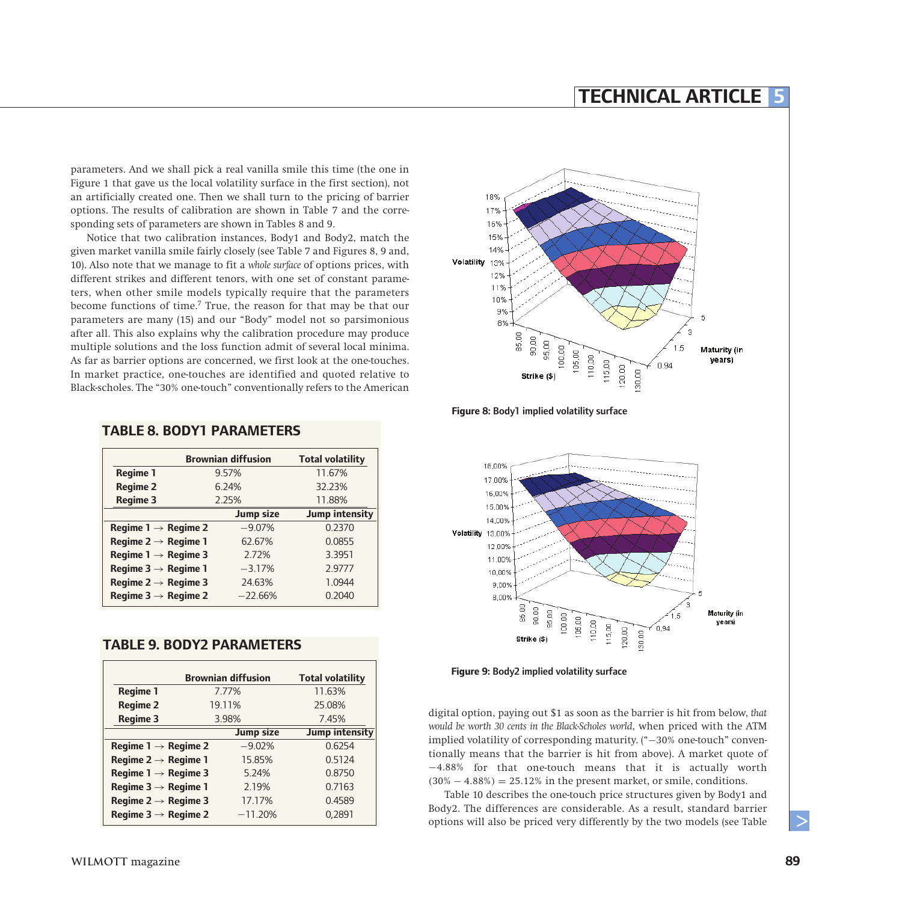parameters. And we shall pick a real vanilla smile this time (the one in Figure 1 that gave us the local volatility surface in the first section), not an artificially created one. Then we shall turn to the pricing of barrier options. The results of calibration are shown in Table 7 and the corresponding sets of parameters are shown in Tables 8 and 9.

Notice that two calibration instances, Body1 and Body2, match the given market vanilla smile fairly closely (see Table 7 and Figures 8, 9 and, 10). Also note that we manage to fit a *whole surface* of options prices, with different strikes and different tenors, with one set of constant parameters, when other smile models typically require that the parameters become functions of time.[7] True, the reason for that may be that our parameters are many (15) and our "Body" model not so parsimonious after all. This also explains why the calibration procedure may produce multiple solutions and the loss function admit of several local minima. As far as barrier options are concerned, we first look at the one-touches. In market practice, one-touches are identified and quoted relative to Black-scholes. The "30% one-touch" conventionally refers to the American digital option, paying out \$1 as soon as the barrier is hit from below, *that would be worth 30 cents in the Black-Scholes world*, when priced with the ATM implied volatility of corresponding maturity. ("−30% one-touch" conventionally means that the barrier is hit from above). A market quote of −4.88% for that one-touch means that it is actually worth (30% − 4.88%) = 25.12% in the present market, or smile, conditions.

Table 10 describes the one-touch price structures given by Body1 and Body2. The differences are considerable. As a result, standard barrier options will also be priced very differently by the two models (see Table

## TABLE 8. BODY1 PARAMETERS

| | Brownian diffusion | Total volatility |
|---|---|---|
| **Regime 1** | 9.57% | 11.67% |
| **Regime 2** | 6.24% | 32.23% |
| **Regime 3** | 2.25% | 11.88% |
| | **Jump size** | **Jump intensity** |
| **Regime 1 → Regime 2** | −9.07% | 0.2370 |
| **Regime 2 → Regime 1** | 62.67% | 0.0855 |
| **Regime 1 → Regime 3** | 2.72% | 3.3951 |
| **Regime 3 → Regime 1** | −3.17% | 2.9777 |
| **Regime 2 → Regime 3** | 24.63% | 1.0944 |
| **Regime 3 → Regime 2** | −22.66% | 0.2040 |

## TABLE 9. BODY2 PARAMETERS

| | Brownian diffusion | Total volatility |
|---|---|---|
| **Regime 1** | 7.77% | 11.63% |
| **Regime 2** | 19.11% | 25.08% |
| **Regime 3** | 3.98% | 7.45% |
| | **Jump size** | **Jump intensity** |
| **Regime 1 → Regime 2** | −9.02% | 0.6254 |
| **Regime 2 → Regime 1** | 15.85% | 0.5124 |
| **Regime 1 → Regime 3** | 5.24% | 0.8750 |
| **Regime 3 → Regime 1** | 2.19% | 0.7163 |
| **Regime 2 → Regime 3** | 17.17% | 0.4589 |
| **Regime 3 → Regime 2** | −11.20% | 0,2891 |

Volatility
18%
17%
16%
15%
14%
13%
12%
11%
10%
9%
8%
Strike ($)
85.00 90.00 95.00 100.00 105.00 110.00 115.00 120.00 130.00
Maturity (in years)
0.94 1.5 3 5

**Figure 8:** Body1 implied volatility surface

Volatility
18.00%
17.00%
16.00%
15.00%
14.00%
13.00%
12.00%
11.00%
10.00%
9.00%
8.00%
Strike ($)
85.00 90.00 95.00 100.00 105.00 110.00 115.00 120.00 130.00
Maturity (in years)
0.94 1.5 3 5

**Figure 9:** Body2 implied volatility surface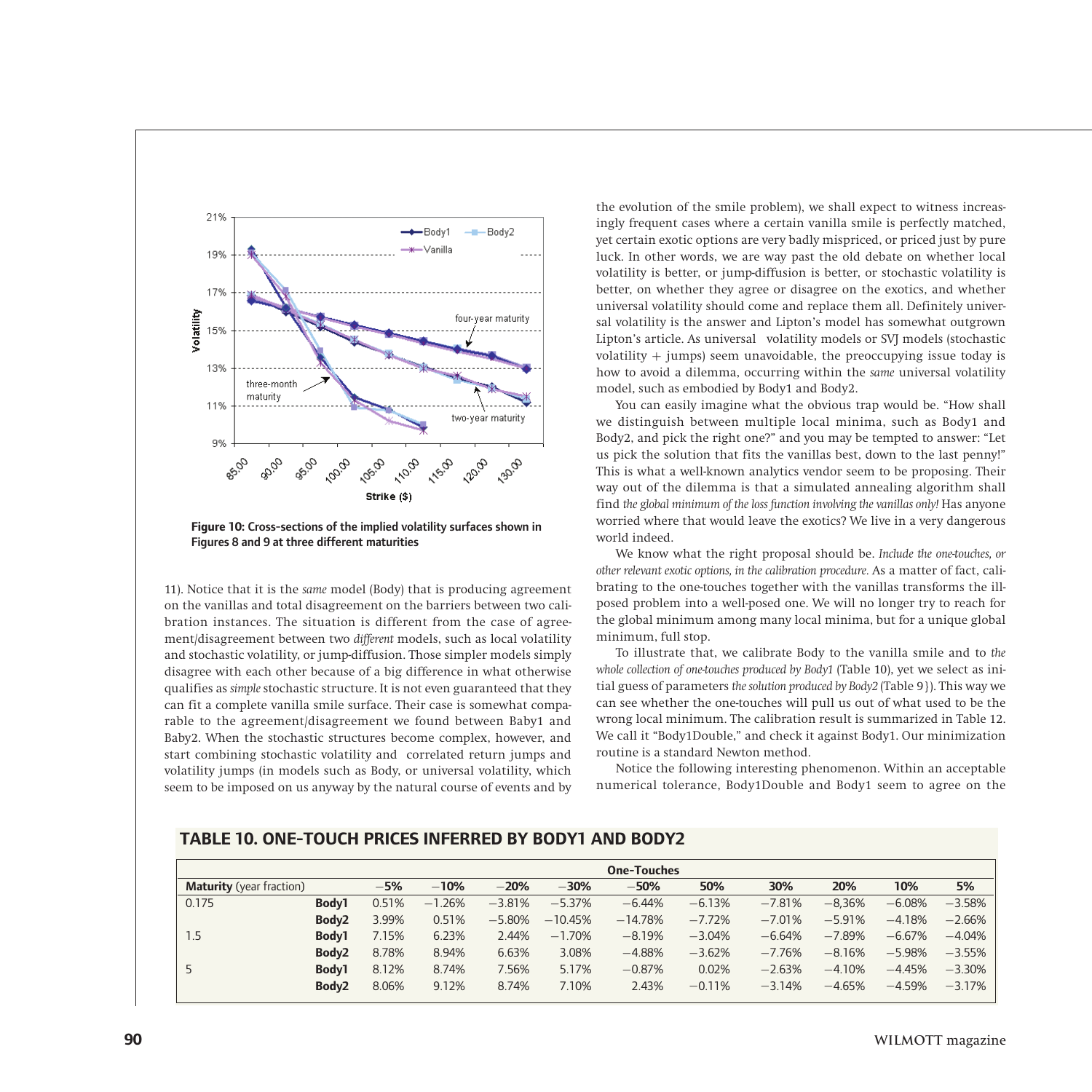21%
19%
17%
15%
13%
11%
9%

Volatility

Body1 Body2 Vanilla

four-year maturity

three-month maturity

two-year maturity

85.00 90.00 95.00 100.00 105.00 110.00 115.00 120.00 130.00

Strike ($)

**Figure 10: Cross-sections of the implied volatility surfaces shown in Figures 8 and 9 at three different maturities**

11). Notice that it is the *same* model (Body) that is producing agreement on the vanillas and total disagreement on the barriers between two calibration instances. The situation is different from the case of agreement/disagreement between two *different* models, such as local volatility and stochastic volatility, or jump-diffusion. Those simpler models simply disagree with each other because of a big difference in what otherwise qualifies as *simple* stochastic structure. It is not even guaranteed that they can fit a complete vanilla smile surface. Their case is somewhat comparable to the agreement/disagreement we found between Baby1 and Baby2. When the stochastic structures become complex, however, and start combining stochastic volatility and correlated return jumps and volatility jumps (in models such as Body, or universal volatility, which seem to be imposed on us anyway by the natural course of events and by the evolution of the smile problem), we shall expect to witness increasingly frequent cases where a certain vanilla smile is perfectly matched, yet certain exotic options are very badly mispriced, or priced just by pure luck. In other words, we are way past the old debate on whether local volatility is better, or jump-diffusion is better, or stochastic volatility is better, on whether they agree or disagree on the exotics, and whether universal volatility should come and replace them all. Definitely universal volatility is the answer and Lipton's model has somewhat outgrown Lipton's article. As universal volatility models or SVJ models (stochastic volatility + jumps) seem unavoidable, the preoccupying issue today is how to avoid a dilemma, occurring within the *same* universal volatility model, such as embodied by Body1 and Body2.

You can easily imagine what the obvious trap would be. "How shall we distinguish between multiple local minima, such as Body1 and Body2, and pick the right one?" and you may be tempted to answer: "Let us pick the solution that fits the vanillas best, down to the last penny!" This is what a well-known analytics vendor seem to be proposing. Their way out of the dilemma is that a simulated annealing algorithm shall find *the global minimum of the loss function involving the vanillas only!* Has anyone worried where that would leave the exotics? We live in a very dangerous world indeed.

We know what the right proposal should be. *Include the one-touches, or other relevant exotic options, in the calibration procedure.* As a matter of fact, calibrating to the one-touches together with the vanillas transforms the ill-posed problem into a well-posed one. We will no longer try to reach for the global minimum among many local minima, but for a unique global minimum, full stop.

To illustrate that, we calibrate Body to the vanilla smile and to *the whole collection of one-touches produced by Body1* (Table 10), yet we select as initial guess of parameters *the solution produced by Body2* (Table 9}). This way we can see whether the one-touches will pull us out of what used to be the wrong local minimum. The calibration result is summarized in Table 12. We call it "Body1Double," and check it against Body1. Our minimization routine is a standard Newton method.

Notice the following interesting phenomenon. Within an acceptable numerical tolerance, Body1Double and Body1 seem to agree on the

## TABLE 10. ONE-TOUCH PRICES INFERRED BY BODY1 AND BODY2

| | | One-Touches | | | | | | | | | |
|---|---|---|---|---|---|---|---|---|---|---|---|
| **Maturity** (year fraction) | | **−5%** | **−10%** | **−20%** | **−30%** | **−50%** | **50%** | **30%** | **20%** | **10%** | **5%** |
| 0.175 | **Body1** | 0.51% | −1.26% | −3.81% | −5.37% | −6.44% | −6.13% | −7.81% | −8,36% | −6.08% | −3.58% |
| | **Body2** | 3.99% | 0.51% | −5.80% | −10.45% | −14.78% | −7.72% | −7.01% | −5.91% | −4.18% | −2.66% |
| 1.5 | **Body1** | 7.15% | 6.23% | 2.44% | −1.70% | −8.19% | −3.04% | −6.64% | −7.89% | −6.67% | −4.04% |
| | **Body2** | 8.78% | 8.94% | 6.63% | 3.08% | −4.88% | −3.62% | −7.76% | −8.16% | −5.98% | −3.55% |
| 5 | **Body1** | 8.12% | 8.74% | 7.56% | 5.17% | −0.87% | 0.02% | −2.63% | −4.10% | −4.45% | −3.30% |
| | **Body2** | 8.06% | 9.12% | 8.74% | 7.10% | 2.43% | −0.11% | −3.14% | −4.65% | −4.59% | −3.17% |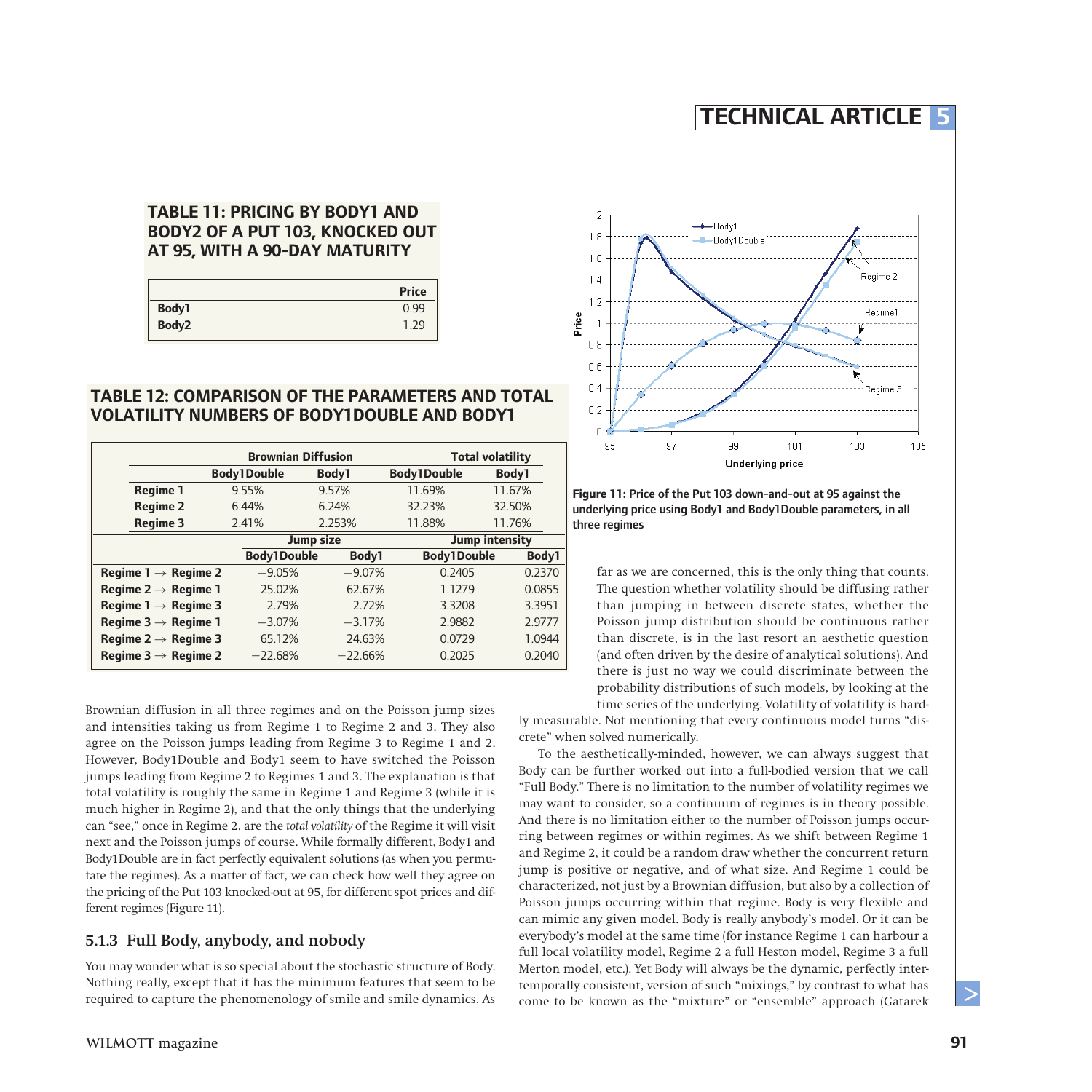**TABLE 11: PRICING BY BODY1 AND BODY2 OF A PUT 103, KNOCKED OUT AT 95, WITH A 90-DAY MATURITY**

| | Price |
|---|---|
| **Body1** | 0.99 |
| **Body2** | 1.29 |

**TABLE 12: COMPARISON OF THE PARAMETERS AND TOTAL VOLATILITY NUMBERS OF BODY1DOUBLE AND BODY1**

| | Brownian Diffusion | | Total volatility | |
|---|---|---|---|---|
| | **Body1Double** | **Body1** | **Body1Double** | **Body1** |
| **Regime 1** | 9.55% | 9.57% | 11.69% | 11.67% |
| **Regime 2** | 6.44% | 6.24% | 32.23% | 32.50% |
| **Regime 3** | 2.41% | 2.253% | 11.88% | 11.76% |
| | **Jump size** | | **Jump intensity** | |
| | **Body1Double** | **Body1** | **Body1Double** | **Body1** |
| **Regime 1 → Regime 2** | −9.05% | −9.07% | 0.2405 | 0.2370 |
| **Regime 2 → Regime 1** | 25.02% | 62.67% | 1.1279 | 0.0855 |
| **Regime 1 → Regime 3** | 2.79% | 2.72% | 3.3208 | 3.3951 |
| **Regime 3 → Regime 1** | −3.07% | −3.17% | 2.9882 | 2.9777 |
| **Regime 2 → Regime 3** | 65.12% | 24.63% | 0.0729 | 1.0944 |
| **Regime 3 → Regime 2** | −22.68% | −22.66% | 0.2025 | 0.2040 |

Brownian diffusion in all three regimes and on the Poisson jump sizes and intensities taking us from Regime 1 to Regime 2 and 3. They also agree on the Poisson jumps leading from Regime 3 to Regime 1 and 2. However, Body1Double and Body1 seem to have switched the Poisson jumps leading from Regime 2 to Regimes 1 and 3. The explanation is that total volatility is roughly the same in Regime 1 and Regime 3 (while it is much higher in Regime 2), and that the only things that the underlying can "see," once in Regime 2, are the *total volatility* of the Regime it will visit next and the Poisson jumps of course. While formally different, Body1 and Body1Double are in fact perfectly equivalent solutions (as when you permutate the regimes). As a matter of fact, we can check how well they agree on the pricing of the Put 103 knocked-out at 95, for different spot prices and different regimes (Figure 11).

Body1
Body1Double
Regime 2
Regime1
Regime 3
Price
Underlying price
0, 0.2, 0.4, 0.6, 0.8, 1, 1.2, 1.4, 1.6, 1.8, 2
95, 97, 99, 101, 103, 105

**Figure 11:** Price of the Put 103 down-and-out at 95 against the underlying price using Body1 and Body1Double parameters, in all three regimes

### 5.1.3 Full Body, anybody, and nobody

You may wonder what is so special about the stochastic structure of Body. Nothing really, except that it has the minimum features that seem to be required to capture the phenomenology of smile and smile dynamics. As far as we are concerned, this is the only thing that counts. The question whether volatility should be diffusing rather than jumping in between discrete states, whether the Poisson jump distribution should be continuous rather than discrete, is in the last resort an aesthetic question (and often driven by the desire of analytical solutions). And there is just no way we could discriminate between the probability distributions of such models, by looking at the time series of the underlying. Volatility of volatility is hardly measurable. Not mentioning that every continuous model turns "discrete" when solved numerically.

To the aesthetically-minded, however, we can always suggest that Body can be further worked out into a full-bodied version that we call "Full Body." There is no limitation to the number of volatility regimes we may want to consider, so a continuum of regimes is in theory possible. And there is no limitation either to the number of Poisson jumps occurring between regimes or within regimes. As we shift between Regime 1 and Regime 2, it could be a random draw whether the concurrent return jump is positive or negative, and of what size. And Regime 1 could be characterized, not just by a Brownian diffusion, but also by a collection of Poisson jumps occurring within that regime. Body is very flexible and can mimic any given model. Body is really anybody's model. Or it can be everybody's model at the same time (for instance Regime 1 can harbour a full local volatility model, Regime 2 a full Heston model, Regime 3 a full Merton model, etc.). Yet Body will always be the dynamic, perfectly intertemporally consistent, version of such "mixings," by contrast to what has come to be known as the "mixture" or "ensemble" approach (Gatarek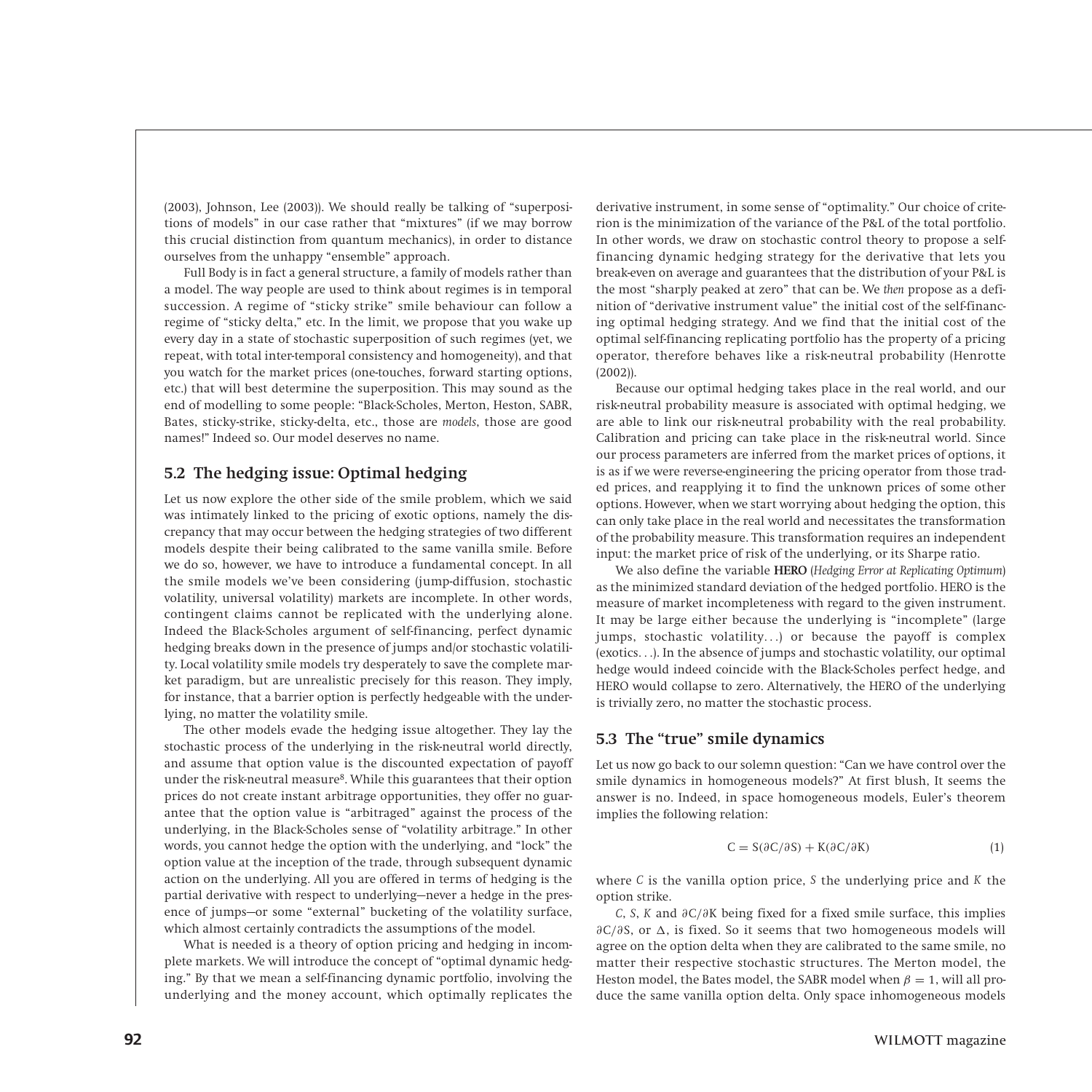(2003), Johnson, Lee (2003)). We should really be talking of "superpositions of models" in our case rather that "mixtures" (if we may borrow this crucial distinction from quantum mechanics), in order to distance ourselves from the unhappy "ensemble" approach.

Full Body is in fact a general structure, a family of models rather than a model. The way people are used to think about regimes is in temporal succession. A regime of "sticky strike" smile behaviour can follow a regime of "sticky delta," etc. In the limit, we propose that you wake up every day in a state of stochastic superposition of such regimes (yet, we repeat, with total inter-temporal consistency and homogeneity), and that you watch for the market prices (one-touches, forward starting options, etc.) that will best determine the superposition. This may sound as the end of modelling to some people: "Black-Scholes, Merton, Heston, SABR, Bates, sticky-strike, sticky-delta, etc., those are *models*, those are good names!" Indeed so. Our model deserves no name.

## 5.2 The hedging issue: Optimal hedging

Let us now explore the other side of the smile problem, which we said was intimately linked to the pricing of exotic options, namely the discrepancy that may occur between the hedging strategies of two different models despite their being calibrated to the same vanilla smile. Before we do so, however, we have to introduce a fundamental concept. In all the smile models we've been considering (jump-diffusion, stochastic volatility, universal volatility) markets are incomplete. In other words, contingent claims cannot be replicated with the underlying alone. Indeed the Black-Scholes argument of self-financing, perfect dynamic hedging breaks down in the presence of jumps and/or stochastic volatility. Local volatility smile models try desperately to save the complete market paradigm, but are unrealistic precisely for this reason. They imply, for instance, that a barrier option is perfectly hedgeable with the underlying, no matter the volatility smile.

The other models evade the hedging issue altogether. They lay the stochastic process of the underlying in the risk-neutral world directly, and assume that option value is the discounted expectation of payoff under the risk-neutral measure[8]. While this guarantees that their option prices do not create instant arbitrage opportunities, they offer no guarantee that the option value is "arbitraged" against the process of the underlying, in the Black-Scholes sense of "volatility arbitrage." In other words, you cannot hedge the option with the underlying, and "lock" the option value at the inception of the trade, through subsequent dynamic action on the underlying. All you are offered in terms of hedging is the partial derivative with respect to underlying—never a hedge in the presence of jumps—or some "external" bucketing of the volatility surface, which almost certainly contradicts the assumptions of the model.

What is needed is a theory of option pricing and hedging in incomplete markets. We will introduce the concept of "optimal dynamic hedging." By that we mean a self-financing dynamic portfolio, involving the underlying and the money account, which optimally replicates the derivative instrument, in some sense of "optimality." Our choice of criterion is the minimization of the variance of the P&L of the total portfolio. In other words, we draw on stochastic control theory to propose a self-financing dynamic hedging strategy for the derivative that lets you break-even on average and guarantees that the distribution of your P&L is the most "sharply peaked at zero" that can be. We *then* propose as a definition of "derivative instrument value" the initial cost of the self-financing optimal hedging strategy. And we find that the initial cost of the optimal self-financing replicating portfolio has the property of a pricing operator, therefore behaves like a risk-neutral probability (Henrotte (2002)).

Because our optimal hedging takes place in the real world, and our risk-neutral probability measure is associated with optimal hedging, we are able to link our risk-neutral probability with the real probability. Calibration and pricing can take place in the risk-neutral world. Since our process parameters are inferred from the market prices of options, it is as if we were reverse-engineering the pricing operator from those traded prices, and reapplying it to find the unknown prices of some other options. However, when we start worrying about hedging the option, this can only take place in the real world and necessitates the transformation of the probability measure. This transformation requires an independent input: the market price of risk of the underlying, or its Sharpe ratio.

We also define the variable **HERO** (*Hedging Error at Replicating Optimum*) as the minimized standard deviation of the hedged portfolio. HERO is the measure of market incompleteness with regard to the given instrument. It may be large either because the underlying is "incomplete" (large jumps, stochastic volatility...) or because the payoff is complex (exotics...). In the absence of jumps and stochastic volatility, our optimal hedge would indeed coincide with the Black-Scholes perfect hedge, and HERO would collapse to zero. Alternatively, the HERO of the underlying is trivially zero, no matter the stochastic process.

## 5.3 The "true" smile dynamics

Let us now go back to our solemn question: "Can we have control over the smile dynamics in homogeneous models?" At first blush, It seems the answer is no. Indeed, in space homogeneous models, Euler's theorem implies the following relation:

$$C = S(\partial C/\partial S) + K(\partial C/\partial K) \tag{1}$$

where $C$ is the vanilla option price, $S$ the underlying price and $K$ the option strike.

$C$, $S$, $K$ and $\partial C/\partial K$ being fixed for a fixed smile surface, this implies $\partial C/\partial S$, or $\Delta$, is fixed. So it seems that two homogeneous models will agree on the option delta when they are calibrated to the same smile, no matter their respective stochastic structures. The Merton model, the Heston model, the Bates model, the SABR model when $\beta = 1$, will all produce the same vanilla option delta. Only space inhomogeneous models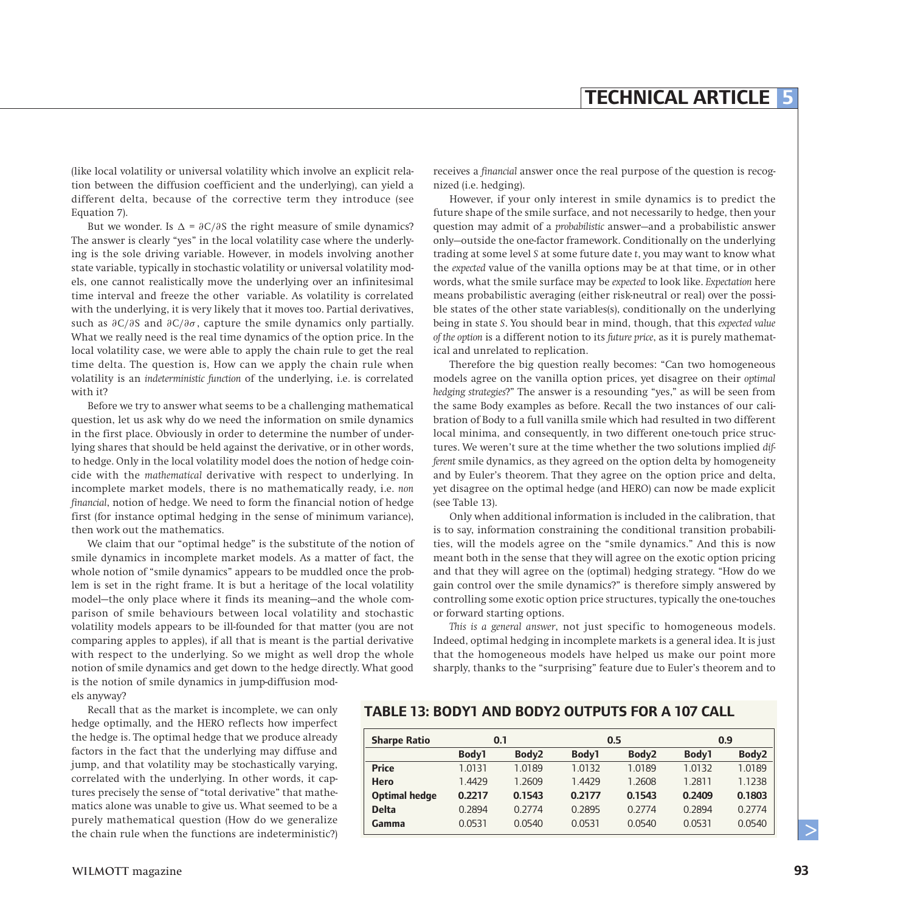(like local volatility or universal volatility which involve an explicit relation between the diffusion coefficient and the underlying), can yield a different delta, because of the corrective term they introduce (see Equation 7).

But we wonder. Is $\Delta = \partial C/\partial S$ the right measure of smile dynamics? The answer is clearly "yes" in the local volatility case where the underlying is the sole driving variable. However, in models involving another state variable, typically in stochastic volatility or universal volatility models, one cannot realistically move the underlying over an infinitesimal time interval and freeze the other variable. As volatility is correlated with the underlying, it is very likely that it moves too. Partial derivatives, such as $\partial C/\partial S$ and $\partial C/\partial \sigma$, capture the smile dynamics only partially. What we really need is the real time dynamics of the option price. In the local volatility case, we were able to apply the chain rule to get the real time delta. The question is, How can we apply the chain rule when volatility is an *indeterministic function* of the underlying, i.e. is correlated with it?

Before we try to answer what seems to be a challenging mathematical question, let us ask why do we need the information on smile dynamics in the first place. Obviously in order to determine the number of underlying shares that should be held against the derivative, or in other words, to hedge. Only in the local volatility model does the notion of hedge coincide with the *mathematical* derivative with respect to underlying. In incomplete market models, there is no mathematically ready, i.e. *non financial*, notion of hedge. We need to form the financial notion of hedge first (for instance optimal hedging in the sense of minimum variance), then work out the mathematics.

We claim that our "optimal hedge" is the substitute of the notion of smile dynamics in incomplete market models. As a matter of fact, the whole notion of "smile dynamics" appears to be muddled once the problem is set in the right frame. It is but a heritage of the local volatility model—the only place where it finds its meaning—and the whole comparison of smile behaviours between local volatility and stochastic volatility models appears to be ill-founded for that matter (you are not comparing apples to apples), if all that is meant is the partial derivative with respect to the underlying. So we might as well drop the whole notion of smile dynamics and get down to the hedge directly. What good is the notion of smile dynamics in jump-diffusion models anyway?

Recall that as the market is incomplete, we can only hedge optimally, and the HERO reflects how imperfect the hedge is. The optimal hedge that we produce already factors in the fact that the underlying may diffuse and jump, and that volatility may be stochastically varying, correlated with the underlying. In other words, it captures precisely the sense of "total derivative" that mathematics alone was unable to give us. What seemed to be a purely mathematical question (How do we generalize the chain rule when the functions are indeterministic?) receives a *financial* answer once the real purpose of the question is recognized (i.e. hedging).

However, if your only interest in smile dynamics is to predict the future shape of the smile surface, and not necessarily to hedge, then your question may admit of a *probabilistic* answer—and a probabilistic answer only—outside the one-factor framework. Conditionally on the underlying trading at some level $S$ at some future date $t$, you may want to know what the *expected* value of the vanilla options may be at that time, or in other words, what the smile surface may be *expected* to look like. *Expectation* here means probabilistic averaging (either risk-neutral or real) over the possible states of the other state variables(s), conditionally on the underlying being in state $S$. You should bear in mind, though, that this *expected value of the option* is a different notion to its *future price*, as it is purely mathematical and unrelated to replication.

Therefore the big question really becomes: "Can two homogeneous models agree on the vanilla option prices, yet disagree on their *optimal hedging strategies*?" The answer is a resounding "yes," as will be seen from the same Body examples as before. Recall the two instances of our calibration of Body to a full vanilla smile which had resulted in two different local minima, and consequently, in two different one-touch price structures. We weren't sure at the time whether the two solutions implied *different* smile dynamics, as they agreed on the option delta by homogeneity and by Euler's theorem. That they agree on the option price and delta, yet disagree on the optimal hedge (and HERO) can now be made explicit (see Table 13).

Only when additional information is included in the calibration, that is to say, information constraining the conditional transition probabilities, will the models agree on the "smile dynamics." And this is now meant both in the sense that they will agree on the exotic option pricing and that they will agree on the (optimal) hedging strategy. "How do we gain control over the smile dynamics?" is therefore simply answered by controlling some exotic option price structures, typically the one-touches or forward starting options.

*This is a general answer*, not just specific to homogeneous models. Indeed, optimal hedging in incomplete markets is a general idea. It is just that the homogeneous models have helped us make our point more sharply, thanks to the "surprising" feature due to Euler's theorem and to

**TABLE 13: BODY1 AND BODY2 OUTPUTS FOR A 107 CALL**

| Sharpe Ratio | 0.1 | | 0.5 | | 0.9 | |
|---|---|---|---|---|---|---|
| | **Body1** | **Body2** | **Body1** | **Body2** | **Body1** | **Body2** |
| **Price** | 1.0131 | 1.0189 | 1.0132 | 1.0189 | 1.0132 | 1.0189 |
| **Hero** | 1.4429 | 1.2609 | 1.4429 | 1.2608 | 1.2811 | 1.1238 |
| **Optimal hedge** | **0.2217** | **0.1543** | **0.2177** | **0.1543** | **0.2409** | **0.1803** |
| **Delta** | 0.2894 | 0.2774 | 0.2895 | 0.2774 | 0.2894 | 0.2774 |
| **Gamma** | 0.0531 | 0.0540 | 0.0531 | 0.0540 | 0.0531 | 0.0540 |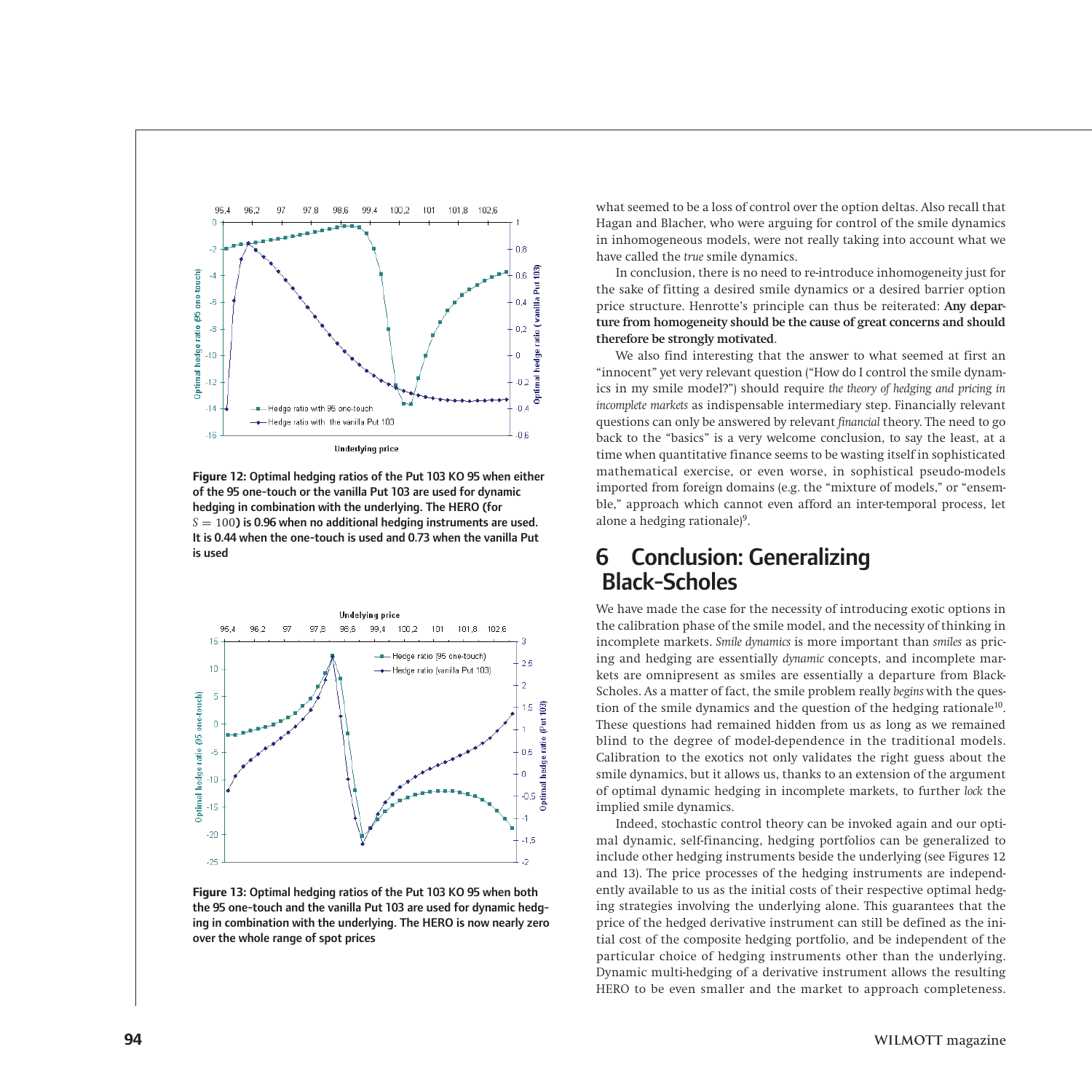95,4 96,2 97 97,8 98,6 99,4 100,2 101 101,8 102,6

Optimal hedge ratio (95 one-touch)

Optimal hedge ratio (vanilla Put 103)

Hedge ratio with 95 one-touch

Hedge ratio with the vanilla Put 103

Underlying price

**Figure 12: Optimal hedging ratios of the Put 103 KO 95 when either of the 95 one-touch or the vanilla Put 103 are used for dynamic hedging in combination with the underlying. The HERO (for $S = 100$) is 0.96 when no additional hedging instruments are used. It is 0.44 when the one-touch is used and 0.73 when the vanilla Put is used**

Underlying price

95,4 96,2 97 97,8 98,6 99,4 100,2 101 101,8 102,6

Hedge ratio (95 one-touch)

Hedge ratio (vanilla Put 103)

Optimal hedge ratio (95 one-touch)

Optimal hedge ratio (Put 103)

**Figure 13: Optimal hedging ratios of the Put 103 KO 95 when both the 95 one-touch and the vanilla Put 103 are used for dynamic hedging in combination with the underlying. The HERO is now nearly zero over the whole range of spot prices**

what seemed to be a loss of control over the option deltas. Also recall that Hagan and Blacher, who were arguing for control of the smile dynamics in inhomogeneous models, were not really taking into account what we have called the *true* smile dynamics.

In conclusion, there is no need to re-introduce inhomogeneity just for the sake of fitting a desired smile dynamics or a desired barrier option price structure. Henrotte's principle can thus be reiterated: **Any departure from homogeneity should be the cause of great concerns and should therefore be strongly motivated**.

We also find interesting that the answer to what seemed at first an "innocent" yet very relevant question ("How do I control the smile dynamics in my smile model?") should require *the theory of hedging and pricing in incomplete markets* as indispensable intermediary step. Financially relevant questions can only be answered by relevant *financial* theory. The need to go back to the "basics" is a very welcome conclusion, to say the least, at a time when quantitative finance seems to be wasting itself in sophisticated mathematical exercise, or even worse, in sophistical pseudo-models imported from foreign domains (e.g. the "mixture of models," or "ensemble," approach which cannot even afford an inter-temporal process, let alone a hedging rationale)[9].

## 6 Conclusion: Generalizing Black-Scholes

We have made the case for the necessity of introducing exotic options in the calibration phase of the smile model, and the necessity of thinking in incomplete markets. *Smile dynamics* is more important than *smiles* as pricing and hedging are essentially *dynamic* concepts, and incomplete markets are omnipresent as smiles are essentially a departure from Black-Scholes. As a matter of fact, the smile problem really *begins* with the question of the smile dynamics and the question of the hedging rationale[10]. These questions had remained hidden from us as long as we remained blind to the degree of model-dependence in the traditional models. Calibration to the exotics not only validates the right guess about the smile dynamics, but it allows us, thanks to an extension of the argument of optimal dynamic hedging in incomplete markets, to further *lock* the implied smile dynamics.

Indeed, stochastic control theory can be invoked again and our optimal dynamic, self-financing, hedging portfolios can be generalized to include other hedging instruments beside the underlying (see Figures 12 and 13). The price processes of the hedging instruments are independently available to us as the initial costs of their respective optimal hedging strategies involving the underlying alone. This guarantees that the price of the hedged derivative instrument can still be defined as the initial cost of the composite hedging portfolio, and be independent of the particular choice of hedging instruments other than the underlying. Dynamic multi-hedging of a derivative instrument allows the resulting HERO to be even smaller and the market to approach completeness.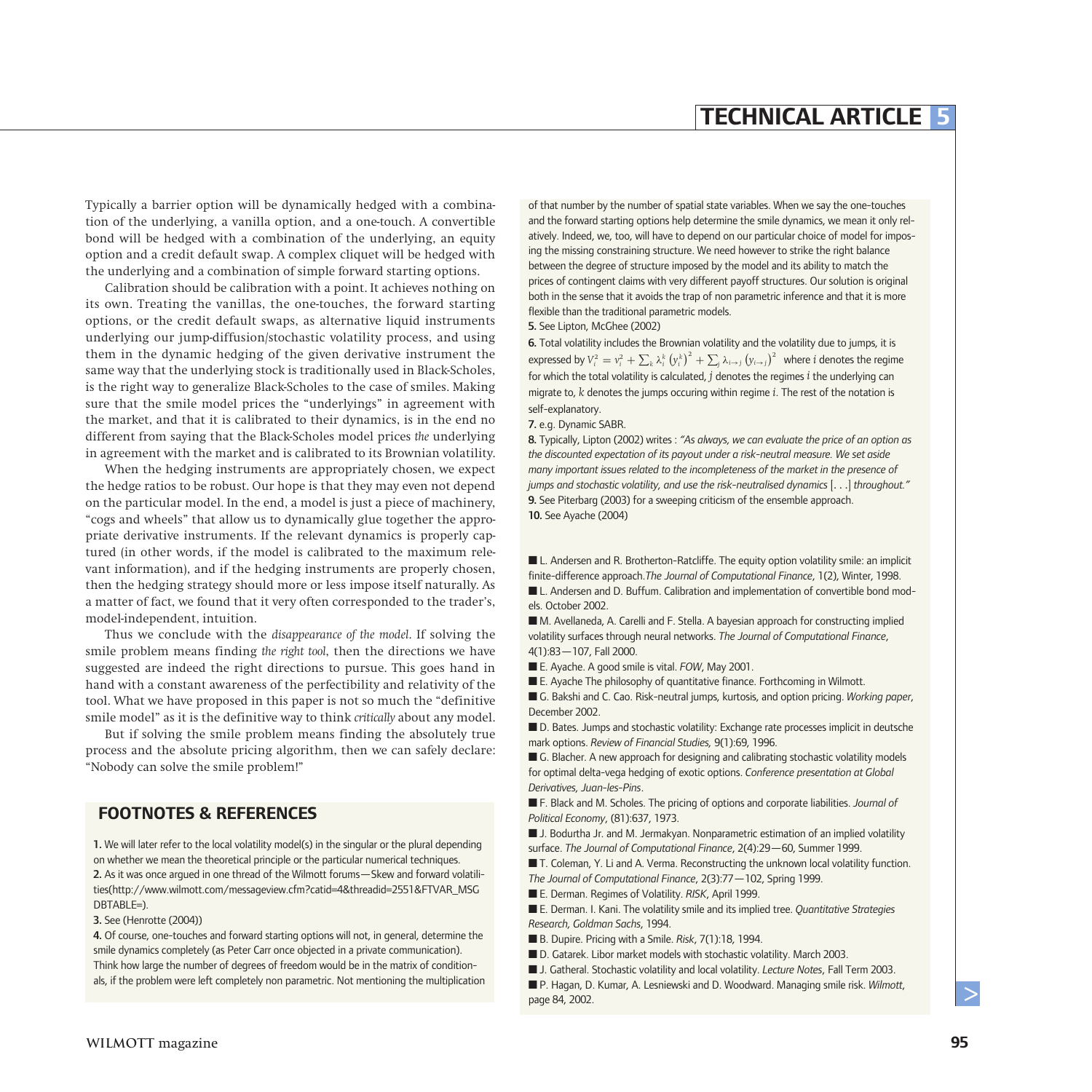Typically a barrier option will be dynamically hedged with a combination of the underlying, a vanilla option, and a one-touch. A convertible bond will be hedged with a combination of the underlying, an equity option and a credit default swap. A complex cliquet will be hedged with the underlying and a combination of simple forward starting options.

Calibration should be calibration with a point. It achieves nothing on its own. Treating the vanillas, the one-touches, the forward starting options, or the credit default swaps, as alternative liquid instruments underlying our jump-diffusion/stochastic volatility process, and using them in the dynamic hedging of the given derivative instrument the same way that the underlying stock is traditionally used in Black-Scholes, is the right way to generalize Black-Scholes to the case of smiles. Making sure that the smile model prices the "underlyings" in agreement with the market, and that it is calibrated to their dynamics, is in the end no different from saying that the Black-Scholes model prices *the* underlying in agreement with the market and is calibrated to its Brownian volatility.

When the hedging instruments are appropriately chosen, we expect the hedge ratios to be robust. Our hope is that they may even not depend on the particular model. In the end, a model is just a piece of machinery, "cogs and wheels" that allow us to dynamically glue together the appropriate derivative instruments. If the relevant dynamics is properly captured (in other words, if the model is calibrated to the maximum relevant information), and if the hedging instruments are properly chosen, then the hedging strategy should more or less impose itself naturally. As a matter of fact, we found that it very often corresponded to the trader's, model-independent, intuition.

Thus we conclude with the *disappearance of the model*. If solving the smile problem means finding *the right tool*, then the directions we have suggested are indeed the right directions to pursue. This goes hand in hand with a constant awareness of the perfectibility and relativity of the tool. What we have proposed in this paper is not so much the "definitive smile model" as it is the definitive way to think *critically* about any model.

But if solving the smile problem means finding the absolutely true process and the absolute pricing algorithm, then we can safely declare: "Nobody can solve the smile problem!"

## FOOTNOTES & REFERENCES

**1.** We will later refer to the local volatility model(s) in the singular or the plural depending on whether we mean the theoretical principle or the particular numerical techniques.
**2.** As it was once argued in one thread of the Wilmott forums—Skew and forward volatilities(http://www.wilmott.com/messageview.cfm?catid=4&threadid=2551&FTVAR_MSGDBTABLE=).
**3.** See (Henrotte (2004))
**4.** Of course, one-touches and forward starting options will not, in general, determine the smile dynamics completely (as Peter Carr once objected in a private communication). Think how large the number of degrees of freedom would be in the matrix of conditionals, if the problem were left completely non parametric. Not mentioning the multiplication of that number by the number of spatial state variables. When we say the one-touches and the forward starting options help determine the smile dynamics, we mean it only relatively. Indeed, we, too, will have to depend on our particular choice of model for imposing the missing constraining structure. We need however to strike the right balance between the degree of structure imposed by the model and its ability to match the prices of contingent claims with very different payoff structures. Our solution is original both in the sense that it avoids the trap of non parametric inference and that it is more flexible than the traditional parametric models.
**5.** See Lipton, McGhee (2002)
**6.** Total volatility includes the Brownian volatility and the volatility due to jumps, it is expressed by $V_i^2 = v_i^2 + \sum_k \lambda_i^k \left(y_i^k\right)^2 + \sum_j \lambda_{i\to j}\left(y_{i\to j}\right)^2$ where $i$ denotes the regime for which the total volatility is calculated, $j$ denotes the regimes $i$ the underlying can migrate to, $k$ denotes the jumps occuring within regime $i$. The rest of the notation is self-explanatory.
**7.** e.g. Dynamic SABR.
**8.** Typically, Lipton (2002) writes : *"As always, we can evaluate the price of an option as the discounted expectation of its payout under a risk-neutral measure. We set aside many important issues related to the incompleteness of the market in the presence of jumps and stochastic volatility, and use the risk-neutralised dynamics* [. . .] *throughout."*
**9.** See Piterbarg (2003) for a sweeping criticism of the ensemble approach.
**10.** See Ayache (2004)

- L. Andersen and R. Brotherton-Ratcliffe. The equity option volatility smile: an implicit finite-difference approach. *The Journal of Computational Finance*, 1(2), Winter, 1998.
- L. Andersen and D. Buffum. Calibration and implementation of convertible bond models. October 2002.
- M. Avellaneda, A. Carelli and F. Stella. A bayesian approach for constructing implied volatility surfaces through neural networks. *The Journal of Computational Finance*, 4(1):83—107, Fall 2000.
- E. Ayache. A good smile is vital. *FOW*, May 2001.
- E. Ayache The philosophy of quantitative finance. Forthcoming in Wilmott.
- G. Bakshi and C. Cao. Risk-neutral jumps, kurtosis, and option pricing. *Working paper*, December 2002.
- D. Bates. Jumps and stochastic volatility: Exchange rate processes implicit in deutsche mark options. *Review of Financial Studies,* 9(1):69, 1996.
- G. Blacher. A new approach for designing and calibrating stochastic volatility models for optimal delta-vega hedging of exotic options. *Conference presentation at Global Derivatives, Juan-les-Pins*.
- F. Black and M. Scholes. The pricing of options and corporate liabilities. *Journal of Political Economy*, (81):637, 1973.
- J. Bodurtha Jr. and M. Jermakyan. Nonparametric estimation of an implied volatility surface. *The Journal of Computational Finance*, 2(4):29—60, Summer 1999.
- T. Coleman, Y. Li and A. Verma. Reconstructing the unknown local volatility function. *The Journal of Computational Finance*, 2(3):77—102, Spring 1999.
- E. Derman. Regimes of Volatility. *RISK*, April 1999.
- E. Derman. I. Kani. The volatility smile and its implied tree. *Quantitative Strategies Research, Goldman Sachs*, 1994.
- B. Dupire. Pricing with a Smile. *Risk*, 7(1):18, 1994.
- D. Gatarek. Libor market models with stochastic volatility. March 2003.
- J. Gatheral. Stochastic volatility and local volatility. *Lecture Notes*, Fall Term 2003.
- P. Hagan, D. Kumar, A. Lesniewski and D. Woodward. Managing smile risk. *Wilmott*, page 84, 2002.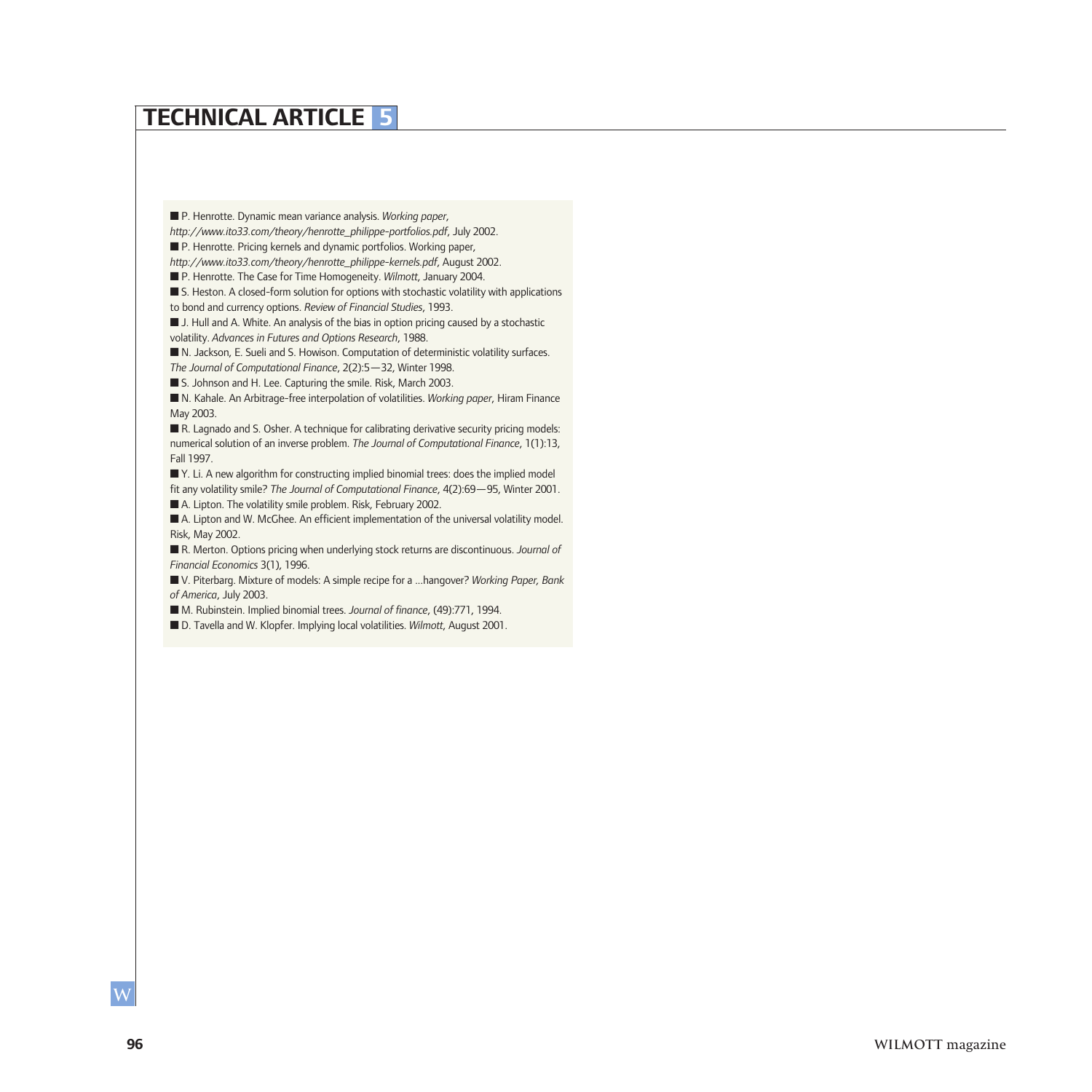- P. Henrotte. Dynamic mean variance analysis. *Working paper, http://www.ito33.com/theory/henrotte_philippe-portfolios.pdf*, July 2002.
- P. Henrotte. Pricing kernels and dynamic portfolios. Working paper, *http://www.ito33.com/theory/henrotte_philippe-kernels.pdf*, August 2002.
- P. Henrotte. The Case for Time Homogeneity. *Wilmott*, January 2004.
- S. Heston. A closed-form solution for options with stochastic volatility with applications to bond and currency options. *Review of Financial Studies*, 1993.
- J. Hull and A. White. An analysis of the bias in option pricing caused by a stochastic volatility. *Advances in Futures and Options Research*, 1988.
- N. Jackson, E. Sueli and S. Howison. Computation of deterministic volatility surfaces. *The Journal of Computational Finance*, 2(2):5—32, Winter 1998.
- S. Johnson and H. Lee. Capturing the smile. Risk, March 2003.
- N. Kahale. An Arbitrage-free interpolation of volatilities. *Working paper*, Hiram Finance May 2003.
- R. Lagnado and S. Osher. A technique for calibrating derivative security pricing models: numerical solution of an inverse problem. *The Journal of Computational Finance*, 1(1):13, Fall 1997.
- Y. Li. A new algorithm for constructing implied binomial trees: does the implied model fit any volatility smile? *The Journal of Computational Finance*, 4(2):69—95, Winter 2001.
- A. Lipton. The volatility smile problem. Risk, February 2002.
- A. Lipton and W. McGhee. An efficient implementation of the universal volatility model. Risk, May 2002.
- R. Merton. Options pricing when underlying stock returns are discontinuous. *Journal of Financial Economics* 3(1), 1996.
- V. Piterbarg. Mixture of models: A simple recipe for a …hangover? *Working Paper, Bank of America*, July 2003.
- M. Rubinstein. Implied binomial trees. *Journal of finance*, (49):771, 1994.
- D. Tavella and W. Klopfer. Implying local volatilities. *Wilmott*, August 2001.